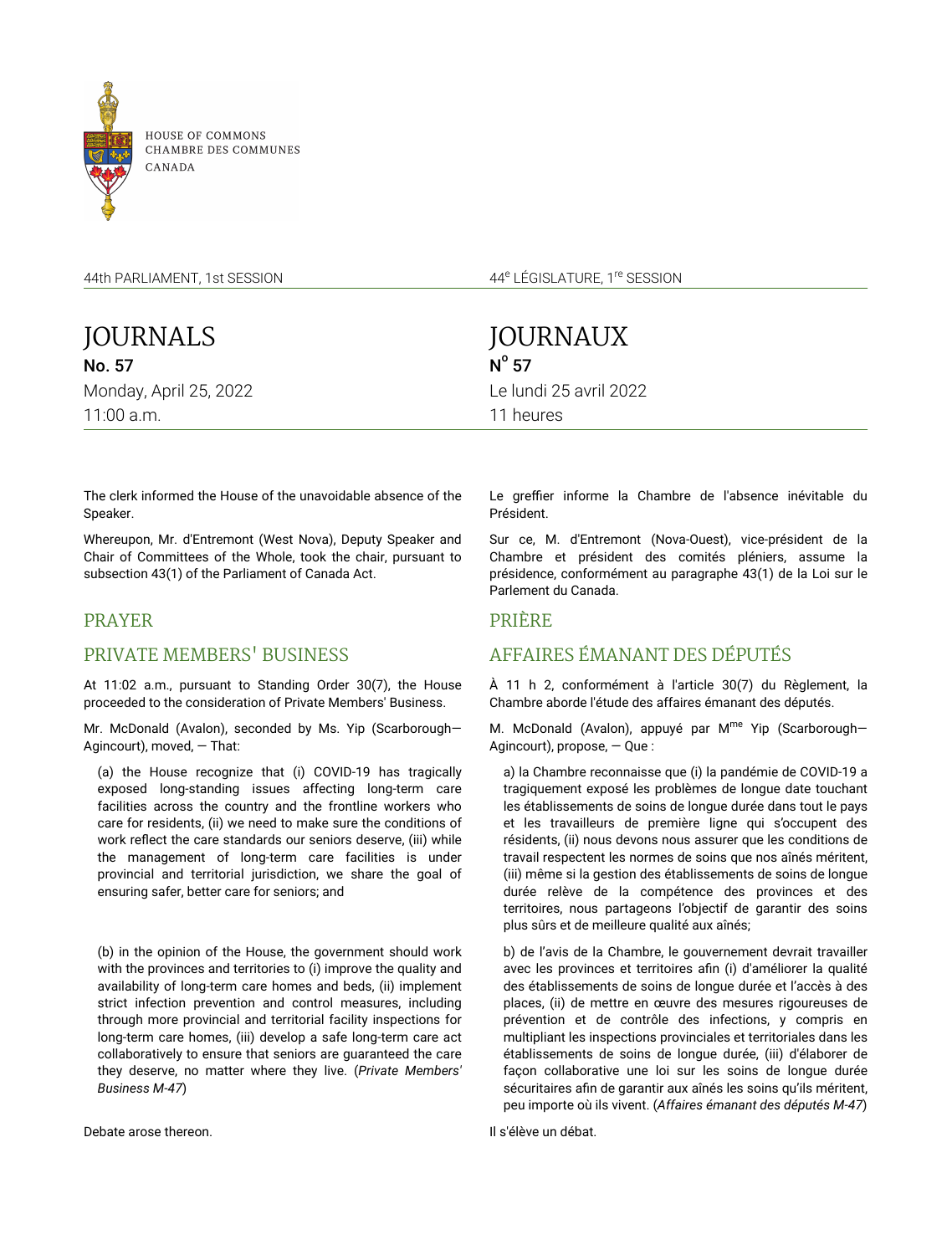HOUSE OF COMMONS
CHAMBRE DES COMMUNES
CANADA

44th PARLIAMENT, 1st SESSION

44e LÉGISLATURE, 1re SESSION

# JOURNALS

**No. 57**

Monday, April 25, 2022

11:00 a.m.

# JOURNAUX

**No 57**

Le lundi 25 avril 2022

11 heures

The clerk informed the House of the unavoidable absence of the Speaker.

Whereupon, Mr. d'Entremont (West Nova), Deputy Speaker and Chair of Committees of the Whole, took the chair, pursuant to subsection 43(1) of the Parliament of Canada Act.

## PRAYER

## PRIVATE MEMBERS' BUSINESS

At 11:02 a.m., pursuant to Standing Order 30(7), the House proceeded to the consideration of Private Members' Business.

Mr. McDonald (Avalon), seconded by Ms. Yip (Scarborough—Agincourt), moved, — That:

(a) the House recognize that (i) COVID-19 has tragically exposed long-standing issues affecting long-term care facilities across the country and the frontline workers who care for residents, (ii) we need to make sure the conditions of work reflect the care standards our seniors deserve, (iii) while the management of long-term care facilities is under provincial and territorial jurisdiction, we share the goal of ensuring safer, better care for seniors; and

(b) in the opinion of the House, the government should work with the provinces and territories to (i) improve the quality and availability of long-term care homes and beds, (ii) implement strict infection prevention and control measures, including through more provincial and territorial facility inspections for long-term care homes, (iii) develop a safe long-term care act collaboratively to ensure that seniors are guaranteed the care they deserve, no matter where they live. (*Private Members' Business M-47*)

Debate arose thereon.

Le greffier informe la Chambre de l'absence inévitable du Président.

Sur ce, M. d'Entremont (Nova-Ouest), vice-président de la Chambre et président des comités pléniers, assume la présidence, conformément au paragraphe 43(1) de la Loi sur le Parlement du Canada.

## PRIÈRE

## AFFAIRES ÉMANANT DES DÉPUTÉS

À 11 h 2, conformément à l'article 30(7) du Règlement, la Chambre aborde l'étude des affaires émanant des députés.

M. McDonald (Avalon), appuyé par Mme Yip (Scarborough—Agincourt), propose, — Que :

a) la Chambre reconnaisse que (i) la pandémie de COVID-19 a tragiquement exposé les problèmes de longue date touchant les établissements de soins de longue durée dans tout le pays et les travailleurs de première ligne qui s'occupent des résidents, (ii) nous devons nous assurer que les conditions de travail respectent les normes de soins que nos aînés méritent, (iii) même si la gestion des établissements de soins de longue durée relève de la compétence des provinces et des territoires, nous partageons l'objectif de garantir des soins plus sûrs et de meilleure qualité aux aînés;

b) de l'avis de la Chambre, le gouvernement devrait travailler avec les provinces et territoires afin (i) d'améliorer la qualité des établissements de soins de longue durée et l'accès à des places, (ii) de mettre en œuvre des mesures rigoureuses de prévention et de contrôle des infections, y compris en multipliant les inspections provinciales et territoriales dans les établissements de soins de longue durée, (iii) d'élaborer de façon collaborative une loi sur les soins de longue durée sécuritaires afin de garantir aux aînés les soins qu'ils méritent, peu importe où ils vivent. (*Affaires émanant des députés M-47*)

Il s'élève un débat.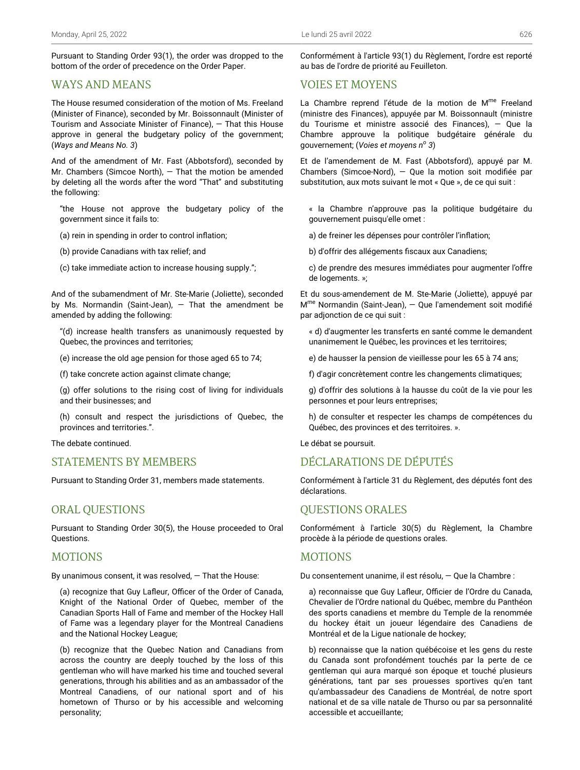Pursuant to Standing Order 93(1), the order was dropped to the bottom of the order of precedence on the Order Paper.

## WAYS AND MEANS

The House resumed consideration of the motion of Ms. Freeland (Minister of Finance), seconded by Mr. Boissonnault (Minister of Tourism and Associate Minister of Finance), — That this House approve in general the budgetary policy of the government; (*Ways and Means No. 3*)

And of the amendment of Mr. Fast (Abbotsford), seconded by Mr. Chambers (Simcoe North), — That the motion be amended by deleting all the words after the word "That" and substituting the following:

> "the House not approve the budgetary policy of the government since it fails to:
>
> (a) rein in spending in order to control inflation;
>
> (b) provide Canadians with tax relief; and
>
> (c) take immediate action to increase housing supply.";

And of the subamendment of Mr. Ste-Marie (Joliette), seconded by Ms. Normandin (Saint-Jean), — That the amendment be amended by adding the following:

> "(d) increase health transfers as unanimously requested by Quebec, the provinces and territories;
>
> (e) increase the old age pension for those aged 65 to 74;
>
> (f) take concrete action against climate change;
>
> (g) offer solutions to the rising cost of living for individuals and their businesses; and
>
> (h) consult and respect the jurisdictions of Quebec, the provinces and territories.".

The debate continued.

## STATEMENTS BY MEMBERS

Pursuant to Standing Order 31, members made statements.

## ORAL QUESTIONS

Pursuant to Standing Order 30(5), the House proceeded to Oral Questions.

## MOTIONS

By unanimous consent, it was resolved, — That the House:

> (a) recognize that Guy Lafleur, Officer of the Order of Canada, Knight of the National Order of Quebec, member of the Canadian Sports Hall of Fame and member of the Hockey Hall of Fame was a legendary player for the Montreal Canadiens and the National Hockey League;
>
> (b) recognize that the Quebec Nation and Canadians from across the country are deeply touched by the loss of this gentleman who will have marked his time and touched several generations, through his abilities and as an ambassador of the Montreal Canadiens, of our national sport and of his hometown of Thurso or by his accessible and welcoming personality;

Conformément à l'article 93(1) du Règlement, l'ordre est reporté au bas de l'ordre de priorité au Feuilleton.

## VOIES ET MOYENS

La Chambre reprend l'étude de la motion de M[me] Freeland (ministre des Finances), appuyée par M. Boissonnault (ministre du Tourisme et ministre associé des Finances), — Que la Chambre approuve la politique budgétaire générale du gouvernement; (*Voies et moyens n[o] 3*)

Et de l'amendement de M. Fast (Abbotsford), appuyé par M. Chambers (Simcoe-Nord), — Que la motion soit modifiée par substitution, aux mots suivant le mot « Que », de ce qui suit :

> « la Chambre n'approuve pas la politique budgétaire du gouvernement puisqu'elle omet :
>
> a) de freiner les dépenses pour contrôler l'inflation;
>
> b) d'offrir des allégements fiscaux aux Canadiens;
>
> c) de prendre des mesures immédiates pour augmenter l'offre de logements. »;

Et du sous-amendement de M. Ste-Marie (Joliette), appuyé par M[me] Normandin (Saint-Jean), — Que l'amendement soit modifié par adjonction de ce qui suit :

> « d) d'augmenter les transferts en santé comme le demandent unanimement le Québec, les provinces et les territoires;
>
> e) de hausser la pension de vieillesse pour les 65 à 74 ans;
>
> f) d'agir concrètement contre les changements climatiques;
>
> g) d'offrir des solutions à la hausse du coût de la vie pour les personnes et pour leurs entreprises;
>
> h) de consulter et respecter les champs de compétences du Québec, des provinces et des territoires. ».

Le débat se poursuit.

## DÉCLARATIONS DE DÉPUTÉS

Conformément à l'article 31 du Règlement, des députés font des déclarations.

## QUESTIONS ORALES

Conformément à l'article 30(5) du Règlement, la Chambre procède à la période de questions orales.

## MOTIONS

Du consentement unanime, il est résolu, — Que la Chambre :

> a) reconnaisse que Guy Lafleur, Officier de l'Ordre du Canada, Chevalier de l'Ordre national du Québec, membre du Panthéon des sports canadiens et membre du Temple de la renommée du hockey était un joueur légendaire des Canadiens de Montréal et de la Ligue nationale de hockey;
>
> b) reconnaisse que la nation québécoise et les gens du reste du Canada sont profondément touchés par la perte de ce gentleman qui aura marqué son époque et touché plusieurs générations, tant par ses prouesses sportives qu'en tant qu'ambassadeur des Canadiens de Montréal, de notre sport national et de sa ville natale de Thurso ou par sa personnalité accessible et accueillante;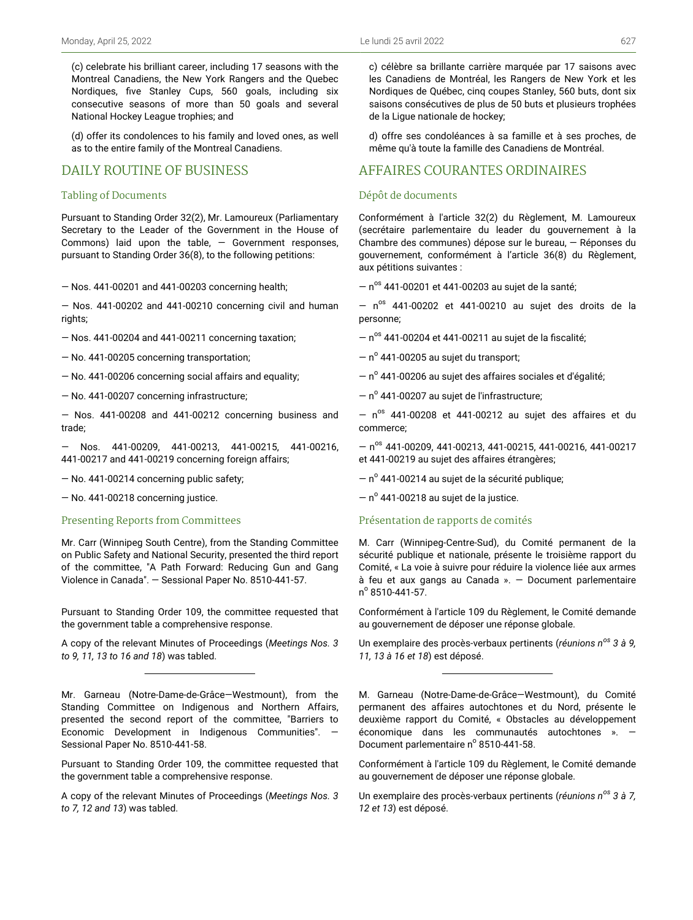(c) celebrate his brilliant career, including 17 seasons with the Montreal Canadiens, the New York Rangers and the Quebec Nordiques, five Stanley Cups, 560 goals, including six consecutive seasons of more than 50 goals and several National Hockey League trophies; and

(d) offer its condolences to his family and loved ones, as well as to the entire family of the Montreal Canadiens.

## DAILY ROUTINE OF BUSINESS

### Tabling of Documents

Pursuant to Standing Order 32(2), Mr. Lamoureux (Parliamentary Secretary to the Leader of the Government in the House of Commons) laid upon the table, — Government responses, pursuant to Standing Order 36(8), to the following petitions:

— Nos. 441-00201 and 441-00203 concerning health;

— Nos. 441-00202 and 441-00210 concerning civil and human rights;

— Nos. 441-00204 and 441-00211 concerning taxation;

— No. 441-00205 concerning transportation;

— No. 441-00206 concerning social affairs and equality;

— No. 441-00207 concerning infrastructure;

— Nos. 441-00208 and 441-00212 concerning business and trade;

— Nos. 441-00209, 441-00213, 441-00215, 441-00216, 441-00217 and 441-00219 concerning foreign affairs;

— No. 441-00214 concerning public safety;

— No. 441-00218 concerning justice.

### Presenting Reports from Committees

Mr. Carr (Winnipeg South Centre), from the Standing Committee on Public Safety and National Security, presented the third report of the committee, "A Path Forward: Reducing Gun and Gang Violence in Canada". — Sessional Paper No. 8510-441-57.

Pursuant to Standing Order 109, the committee requested that the government table a comprehensive response.

A copy of the relevant Minutes of Proceedings (*Meetings Nos. 3 to 9, 11, 13 to 16 and 18*) was tabled.

---

Mr. Garneau (Notre-Dame-de-Grâce—Westmount), from the Standing Committee on Indigenous and Northern Affairs, presented the second report of the committee, "Barriers to Economic Development in Indigenous Communities". — Sessional Paper No. 8510-441-58.

Pursuant to Standing Order 109, the committee requested that the government table a comprehensive response.

A copy of the relevant Minutes of Proceedings (*Meetings Nos. 3 to 7, 12 and 13*) was tabled.

c) célèbre sa brillante carrière marquée par 17 saisons avec les Canadiens de Montréal, les Rangers de New York et les Nordiques de Québec, cinq coupes Stanley, 560 buts, dont six saisons consécutives de plus de 50 buts et plusieurs trophées de la Ligue nationale de hockey;

d) offre ses condoléances à sa famille et à ses proches, de même qu'à toute la famille des Canadiens de Montréal.

## AFFAIRES COURANTES ORDINAIRES

### Dépôt de documents

Conformément à l'article 32(2) du Règlement, M. Lamoureux (secrétaire parlementaire du leader du gouvernement à la Chambre des communes) dépose sur le bureau, — Réponses du gouvernement, conformément à l'article 36(8) du Règlement, aux pétitions suivantes :

— n^os 441-00201 et 441-00203 au sujet de la santé;

— n^os 441-00202 et 441-00210 au sujet des droits de la personne;

— n^os 441-00204 et 441-00211 au sujet de la fiscalité;

— n^o 441-00205 au sujet du transport;

— n^o 441-00206 au sujet des affaires sociales et d'égalité;

— n^o 441-00207 au sujet de l'infrastructure;

— n^os 441-00208 et 441-00212 au sujet des affaires et du commerce;

— n^os 441-00209, 441-00213, 441-00215, 441-00216, 441-00217 et 441-00219 au sujet des affaires étrangères;

— n^o 441-00214 au sujet de la sécurité publique;

— n^o 441-00218 au sujet de la justice.

### Présentation de rapports de comités

M. Carr (Winnipeg-Centre-Sud), du Comité permanent de la sécurité publique et nationale, présente le troisième rapport du Comité, « La voie à suivre pour réduire la violence liée aux armes à feu et aux gangs au Canada ». — Document parlementaire n^o 8510-441-57.

Conformément à l'article 109 du Règlement, le Comité demande au gouvernement de déposer une réponse globale.

Un exemplaire des procès-verbaux pertinents (*réunions n^os 3 à 9, 11, 13 à 16 et 18*) est déposé.

---

M. Garneau (Notre-Dame-de-Grâce—Westmount), du Comité permanent des affaires autochtones et du Nord, présente le deuxième rapport du Comité, « Obstacles au développement économique dans les communautés autochtones ». — Document parlementaire n^o 8510-441-58.

Conformément à l'article 109 du Règlement, le Comité demande au gouvernement de déposer une réponse globale.

Un exemplaire des procès-verbaux pertinents (*réunions n^os 3 à 7, 12 et 13*) est déposé.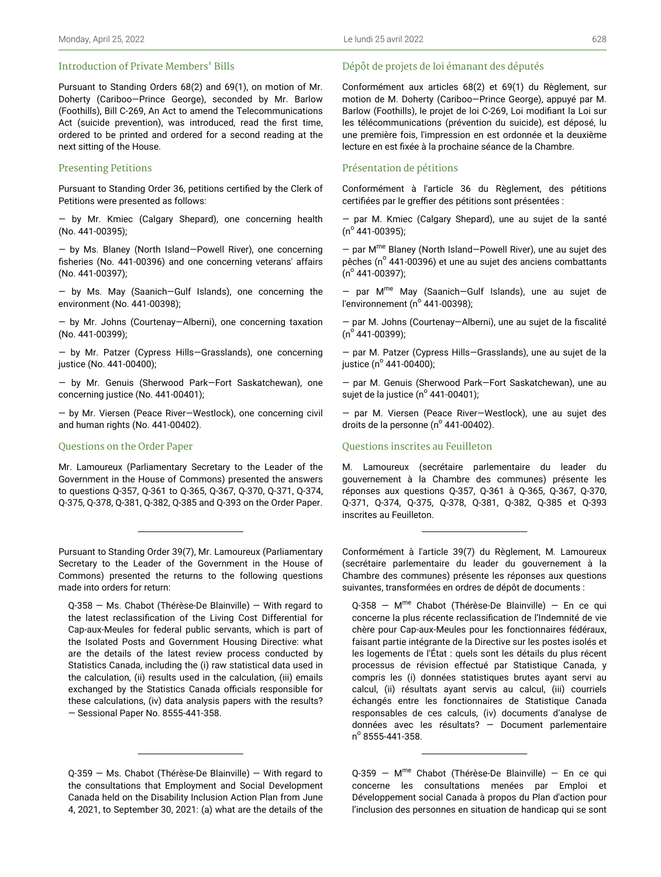## Introduction of Private Members' Bills

Pursuant to Standing Orders 68(2) and 69(1), on motion of Mr. Doherty (Cariboo—Prince George), seconded by Mr. Barlow (Foothills), Bill C-269, An Act to amend the Telecommunications Act (suicide prevention), was introduced, read the first time, ordered to be printed and ordered for a second reading at the next sitting of the House.

## Presenting Petitions

Pursuant to Standing Order 36, petitions certified by the Clerk of Petitions were presented as follows:

— by Mr. Kmiec (Calgary Shepard), one concerning health (No. 441-00395);

— by Ms. Blaney (North Island—Powell River), one concerning fisheries (No. 441-00396) and one concerning veterans' affairs (No. 441-00397);

— by Ms. May (Saanich—Gulf Islands), one concerning the environment (No. 441-00398);

— by Mr. Johns (Courtenay—Alberni), one concerning taxation (No. 441-00399);

— by Mr. Patzer (Cypress Hills—Grasslands), one concerning justice (No. 441-00400);

— by Mr. Genuis (Sherwood Park—Fort Saskatchewan), one concerning justice (No. 441-00401);

— by Mr. Viersen (Peace River—Westlock), one concerning civil and human rights (No. 441-00402).

## Questions on the Order Paper

Mr. Lamoureux (Parliamentary Secretary to the Leader of the Government in the House of Commons) presented the answers to questions Q-357, Q-361 to Q-365, Q-367, Q-370, Q-371, Q-374, Q-375, Q-378, Q-381, Q-382, Q-385 and Q-393 on the Order Paper.

---

Pursuant to Standing Order 39(7), Mr. Lamoureux (Parliamentary Secretary to the Leader of the Government in the House of Commons) presented the returns to the following questions made into orders for return:

Q-358 — Ms. Chabot (Thérèse-De Blainville) — With regard to the latest reclassification of the Living Cost Differential for Cap-aux-Meules for federal public servants, which is part of the Isolated Posts and Government Housing Directive: what are the details of the latest review process conducted by Statistics Canada, including the (i) raw statistical data used in the calculation, (ii) results used in the calculation, (iii) emails exchanged by the Statistics Canada officials responsible for these calculations, (iv) data analysis papers with the results? — Sessional Paper No. 8555-441-358.

---

Q-359 — Ms. Chabot (Thérèse-De Blainville) — With regard to the consultations that Employment and Social Development Canada held on the Disability Inclusion Action Plan from June 4, 2021, to September 30, 2021: (a) what are the details of the

## Dépôt de projets de loi émanant des députés

Conformément aux articles 68(2) et 69(1) du Règlement, sur motion de M. Doherty (Cariboo—Prince George), appuyé par M. Barlow (Foothills), le projet de loi C-269, Loi modifiant la Loi sur les télécommunications (prévention du suicide), est déposé, lu une première fois, l'impression en est ordonnée et la deuxième lecture en est fixée à la prochaine séance de la Chambre.

## Présentation de pétitions

Conformément à l'article 36 du Règlement, des pétitions certifiées par le greffier des pétitions sont présentées :

— par M. Kmiec (Calgary Shepard), une au sujet de la santé (n° 441-00395);

— par Mme Blaney (North Island—Powell River), une au sujet des pêches (n° 441-00396) et une au sujet des anciens combattants (n° 441-00397);

— par Mme May (Saanich—Gulf Islands), une au sujet de l'environnement (n° 441-00398);

— par M. Johns (Courtenay—Alberni), une au sujet de la fiscalité (n° 441-00399);

— par M. Patzer (Cypress Hills—Grasslands), une au sujet de la justice (n° 441-00400);

— par M. Genuis (Sherwood Park—Fort Saskatchewan), une au sujet de la justice (n° 441-00401);

— par M. Viersen (Peace River—Westlock), une au sujet des droits de la personne (n° 441-00402).

## Questions inscrites au Feuilleton

M. Lamoureux (secrétaire parlementaire du leader du gouvernement à la Chambre des communes) présente les réponses aux questions Q-357, Q-361 à Q-365, Q-367, Q-370, Q-371, Q-374, Q-375, Q-378, Q-381, Q-382, Q-385 et Q-393 inscrites au Feuilleton.

---

Conformément à l'article 39(7) du Règlement, M. Lamoureux (secrétaire parlementaire du leader du gouvernement à la Chambre des communes) présente les réponses aux questions suivantes, transformées en ordres de dépôt de documents :

Q-358 — Mme Chabot (Thérèse-De Blainville) — En ce qui concerne la plus récente reclassification de l'Indemnité de vie chère pour Cap-aux-Meules pour les fonctionnaires fédéraux, faisant partie intégrante de la Directive sur les postes isolés et les logements de l'État : quels sont les détails du plus récent processus de révision effectué par Statistique Canada, y compris les (i) données statistiques brutes ayant servi au calcul, (ii) résultats ayant servis au calcul, (iii) courriels échangés entre les fonctionnaires de Statistique Canada responsables de ces calculs, (iv) documents d'analyse de données avec les résultats? — Document parlementaire n° 8555-441-358.

---

Q-359 — Mme Chabot (Thérèse-De Blainville) — En ce qui concerne les consultations menées par Emploi et Développement social Canada à propos du Plan d'action pour l'inclusion des personnes en situation de handicap qui se sont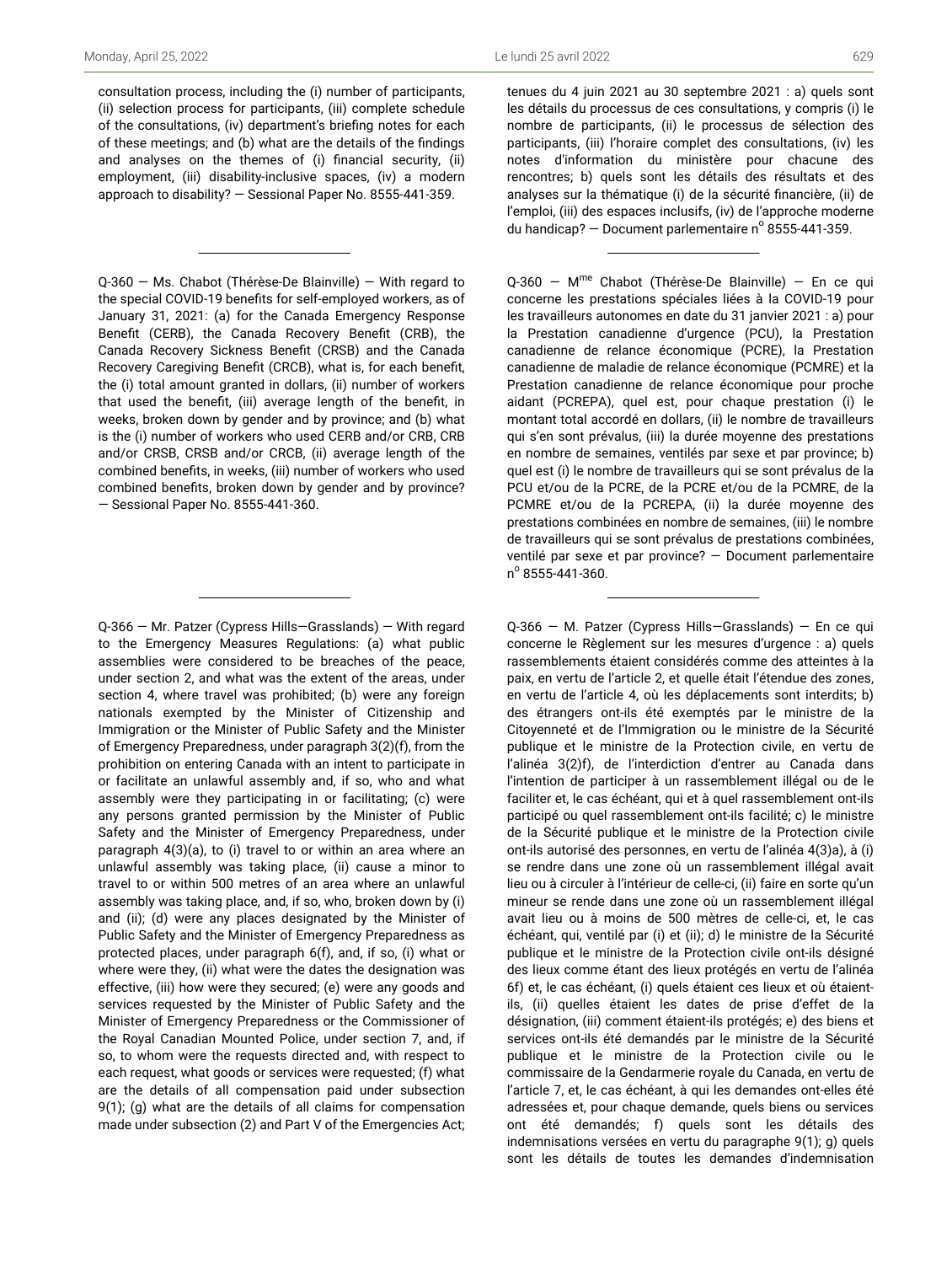consultation process, including the (i) number of participants, (ii) selection process for participants, (iii) complete schedule of the consultations, (iv) department's briefing notes for each of these meetings; and (b) what are the details of the findings and analyses on the themes of (i) financial security, (ii) employment, (iii) disability-inclusive spaces, (iv) a modern approach to disability? — Sessional Paper No. 8555-441-359.

---

Q-360 — Ms. Chabot (Thérèse-De Blainville) — With regard to the special COVID-19 benefits for self-employed workers, as of January 31, 2021: (a) for the Canada Emergency Response Benefit (CERB), the Canada Recovery Benefit (CRB), the Canada Recovery Sickness Benefit (CRSB) and the Canada Recovery Caregiving Benefit (CRCB), what is, for each benefit, the (i) total amount granted in dollars, (ii) number of workers that used the benefit, (iii) average length of the benefit, in weeks, broken down by gender and by province; and (b) what is the (i) number of workers who used CERB and/or CRB, CRB and/or CRSB, CRSB and/or CRCB, (ii) average length of the combined benefits, in weeks, (iii) number of workers who used combined benefits, broken down by gender and by province? — Sessional Paper No. 8555-441-360.

---

Q-366 — Mr. Patzer (Cypress Hills—Grasslands) — With regard to the Emergency Measures Regulations: (a) what public assemblies were considered to be breaches of the peace, under section 2, and what was the extent of the areas, under section 4, where travel was prohibited; (b) were any foreign nationals exempted by the Minister of Citizenship and Immigration or the Minister of Public Safety and the Minister of Emergency Preparedness, under paragraph 3(2)(f), from the prohibition on entering Canada with an intent to participate in or facilitate an unlawful assembly and, if so, who and what assembly were they participating in or facilitating; (c) were any persons granted permission by the Minister of Public Safety and the Minister of Emergency Preparedness, under paragraph 4(3)(a), to (i) travel to or within an area where an unlawful assembly was taking place, (ii) cause a minor to travel to or within 500 metres of an area where an unlawful assembly was taking place, and, if so, who, broken down by (i) and (ii); (d) were any places designated by the Minister of Public Safety and the Minister of Emergency Preparedness as protected places, under paragraph 6(f), and, if so, (i) what or where were they, (ii) what were the dates the designation was effective, (iii) how were they secured; (e) were any goods and services requested by the Minister of Public Safety and the Minister of Emergency Preparedness or the Commissioner of the Royal Canadian Mounted Police, under section 7, and, if so, to whom were the requests directed and, with respect to each request, what goods or services were requested; (f) what are the details of all compensation paid under subsection 9(1); (g) what are the details of all claims for compensation made under subsection (2) and Part V of the Emergencies Act;

tenues du 4 juin 2021 au 30 septembre 2021 : a) quels sont les détails du processus de ces consultations, y compris (i) le nombre de participants, (ii) le processus de sélection des participants, (iii) l'horaire complet des consultations, (iv) les notes d'information du ministère pour chacune des rencontres; b) quels sont les détails des résultats et des analyses sur la thématique (i) de la sécurité financière, (ii) de l'emploi, (iii) des espaces inclusifs, (iv) de l'approche moderne du handicap? — Document parlementaire n° 8555-441-359.

---

Q-360 — Mme Chabot (Thérèse-De Blainville) — En ce qui concerne les prestations spéciales liées à la COVID-19 pour les travailleurs autonomes en date du 31 janvier 2021 : a) pour la Prestation canadienne d'urgence (PCU), la Prestation canadienne de relance économique (PCRE), la Prestation canadienne de maladie de relance économique (PCMRE) et la Prestation canadienne de relance économique pour proche aidant (PCREPA), quel est, pour chaque prestation (i) le montant total accordé en dollars, (ii) le nombre de travailleurs qui s'en sont prévalus, (iii) la durée moyenne des prestations en nombre de semaines, ventilés par sexe et par province; b) quel est (i) le nombre de travailleurs qui se sont prévalus de la PCU et/ou de la PCRE, de la PCRE et/ou de la PCMRE, de la PCMRE et/ou de la PCREPA, (ii) la durée moyenne des prestations combinées en nombre de semaines, (iii) le nombre de travailleurs qui se sont prévalus de prestations combinées, ventilé par sexe et par province? — Document parlementaire n° 8555-441-360.

---

Q-366 — M. Patzer (Cypress Hills—Grasslands) — En ce qui concerne le Règlement sur les mesures d'urgence : a) quels rassemblements étaient considérés comme des atteintes à la paix, en vertu de l'article 2, et quelle était l'étendue des zones, en vertu de l'article 4, où les déplacements sont interdits; b) des étrangers ont-ils été exemptés par le ministre de la Citoyenneté et de l'Immigration ou le ministre de la Sécurité publique et le ministre de la Protection civile, en vertu de l'alinéa 3(2)f), de l'interdiction d'entrer au Canada dans l'intention de participer à un rassemblement illégal ou de le faciliter et, le cas échéant, qui et à quel rassemblement ont-ils participé ou quel rassemblement ont-ils facilité; c) le ministre de la Sécurité publique et le ministre de la Protection civile ont-ils autorisé des personnes, en vertu de l'alinéa 4(3)a), à (i) se rendre dans une zone où un rassemblement illégal avait lieu ou à circuler à l'intérieur de celle-ci, (ii) faire en sorte qu'un mineur se rende dans une zone où un rassemblement illégal avait lieu ou à moins de 500 mètres de celle-ci, et, le cas échéant, qui, ventilé par (i) et (ii); d) le ministre de la Sécurité publique et le ministre de la Protection civile ont-ils désigné des lieux comme étant des lieux protégés en vertu de l'alinéa 6f) et, le cas échéant, (i) quels étaient ces lieux et où étaient-ils, (ii) quelles étaient les dates de prise d'effet de la désignation, (iii) comment étaient-ils protégés; e) des biens et services ont-ils été demandés par le ministre de la Sécurité publique et le ministre de la Protection civile ou le commissaire de la Gendarmerie royale du Canada, en vertu de l'article 7, et, le cas échéant, à qui les demandes ont-elles été adressées et, pour chaque demande, quels biens ou services ont été demandés; f) quels sont les détails des indemnisations versées en vertu du paragraphe 9(1); g) quels sont les détails de toutes les demandes d'indemnisation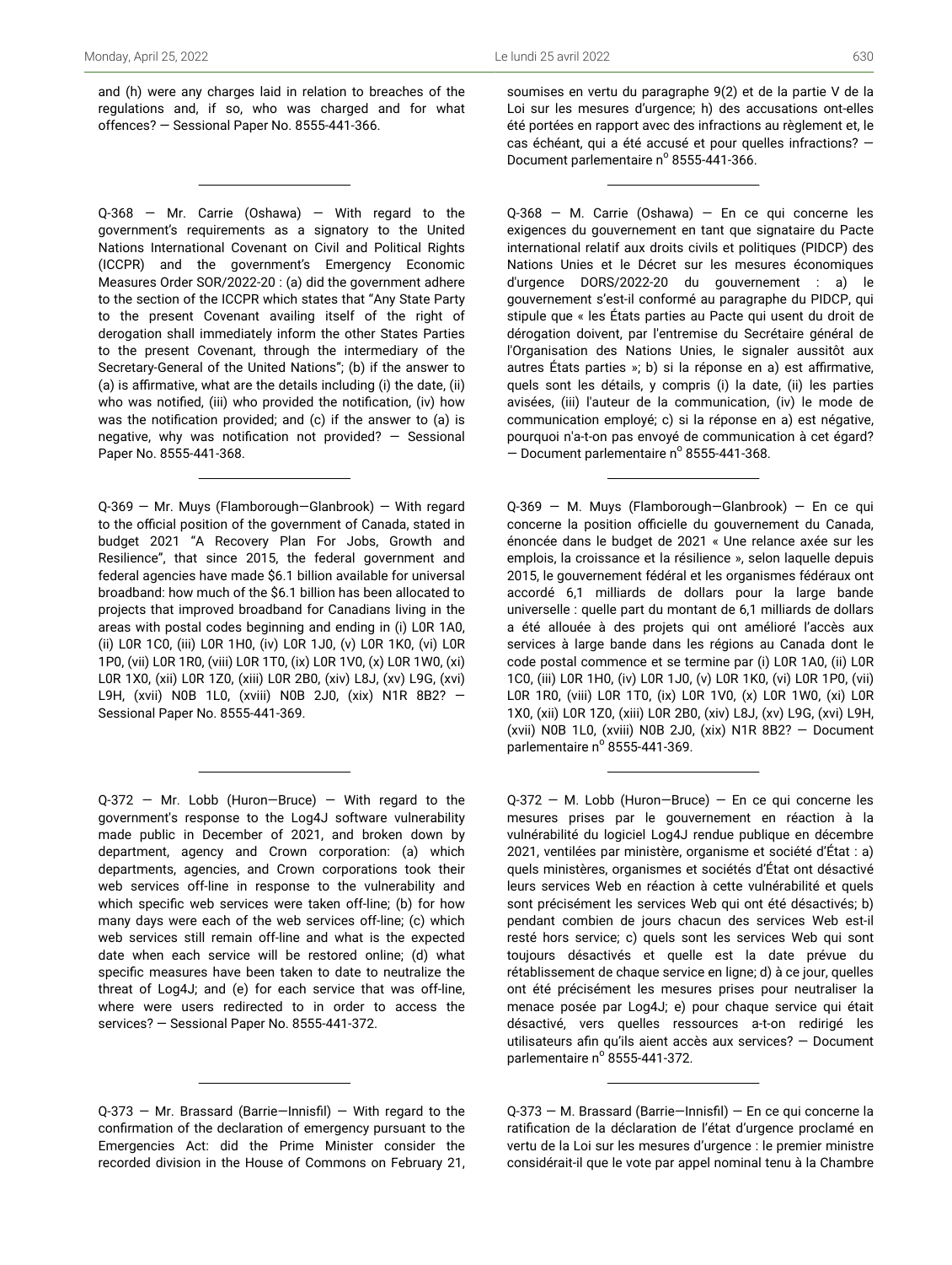and (h) were any charges laid in relation to breaches of the regulations and, if so, who was charged and for what offences? — Sessional Paper No. 8555-441-366.

---

Q-368 — Mr. Carrie (Oshawa) — With regard to the government's requirements as a signatory to the United Nations International Covenant on Civil and Political Rights (ICCPR) and the government's Emergency Economic Measures Order SOR/2022-20 : (a) did the government adhere to the section of the ICCPR which states that "Any State Party to the present Covenant availing itself of the right of derogation shall immediately inform the other States Parties to the present Covenant, through the intermediary of the Secretary-General of the United Nations"; (b) if the answer to (a) is affirmative, what are the details including (i) the date, (ii) who was notified, (iii) who provided the notification, (iv) how was the notification provided; and (c) if the answer to (a) is negative, why was notification not provided? — Sessional Paper No. 8555-441-368.

---

Q-369 — Mr. Muys (Flamborough—Glanbrook) — With regard to the official position of the government of Canada, stated in budget 2021 "A Recovery Plan For Jobs, Growth and Resilience", that since 2015, the federal government and federal agencies have made $6.1 billion available for universal broadband: how much of the $6.1 billion has been allocated to projects that improved broadband for Canadians living in the areas with postal codes beginning and ending in (i) L0R 1A0, (ii) L0R 1C0, (iii) L0R 1H0, (iv) L0R 1J0, (v) L0R 1K0, (vi) L0R 1P0, (vii) L0R 1R0, (viii) L0R 1T0, (ix) L0R 1V0, (x) L0R 1W0, (xi) L0R 1X0, (xii) L0R 1Z0, (xiii) L0R 2B0, (xiv) L8J, (xv) L9G, (xvi) L9H, (xvii) N0B 1L0, (xviii) N0B 2J0, (xix) N1R 8B2? — Sessional Paper No. 8555-441-369.

---

Q-372 — Mr. Lobb (Huron—Bruce) — With regard to the government's response to the Log4J software vulnerability made public in December of 2021, and broken down by department, agency and Crown corporation: (a) which departments, agencies, and Crown corporations took their web services off-line in response to the vulnerability and which specific web services were taken off-line; (b) for how many days were each of the web services off-line; (c) which web services still remain off-line and what is the expected date when each service will be restored online; (d) what specific measures have been taken to date to neutralize the threat of Log4J; and (e) for each service that was off-line, where were users redirected to in order to access the services? — Sessional Paper No. 8555-441-372.

---

Q-373 — Mr. Brassard (Barrie—Innisfil) — With regard to the confirmation of the declaration of emergency pursuant to the Emergencies Act: did the Prime Minister consider the recorded division in the House of Commons on February 21,

soumises en vertu du paragraphe 9(2) et de la partie V de la Loi sur les mesures d'urgence; h) des accusations ont-elles été portées en rapport avec des infractions au règlement et, le cas échéant, qui a été accusé et pour quelles infractions? — Document parlementaire n° 8555-441-366.

---

Q-368 — M. Carrie (Oshawa) — En ce qui concerne les exigences du gouvernement en tant que signataire du Pacte international relatif aux droits civils et politiques (PIDCP) des Nations Unies et le Décret sur les mesures économiques d'urgence DORS/2022-20 du gouvernement : a) le gouvernement s'est-il conformé au paragraphe du PIDCP, qui stipule que « les États parties au Pacte qui usent du droit de dérogation doivent, par l'entremise du Secrétaire général de l'Organisation des Nations Unies, le signaler aussitôt aux autres États parties »; b) si la réponse en a) est affirmative, quels sont les détails, y compris (i) la date, (ii) les parties avisées, (iii) l'auteur de la communication, (iv) le mode de communication employé; c) si la réponse en a) est négative, pourquoi n'a-t-on pas envoyé de communication à cet égard? — Document parlementaire n° 8555-441-368.

---

Q-369 — M. Muys (Flamborough—Glanbrook) — En ce qui concerne la position officielle du gouvernement du Canada, énoncée dans le budget de 2021 « Une relance axée sur les emplois, la croissance et la résilience », selon laquelle depuis 2015, le gouvernement fédéral et les organismes fédéraux ont accordé 6,1 milliards de dollars pour la large bande universelle : quelle part du montant de 6,1 milliards de dollars a été allouée à des projets qui ont amélioré l'accès aux services à large bande dans les régions au Canada dont le code postal commence et se termine par (i) L0R 1A0, (ii) L0R 1C0, (iii) L0R 1H0, (iv) L0R 1J0, (v) L0R 1K0, (vi) L0R 1P0, (vii) L0R 1R0, (viii) L0R 1T0, (ix) L0R 1V0, (x) L0R 1W0, (xi) L0R 1X0, (xii) L0R 1Z0, (xiii) L0R 2B0, (xiv) L8J, (xv) L9G, (xvi) L9H, (xvii) N0B 1L0, (xviii) N0B 2J0, (xix) N1R 8B2? — Document parlementaire n° 8555-441-369.

---

Q-372 — M. Lobb (Huron—Bruce) — En ce qui concerne les mesures prises par le gouvernement en réaction à la vulnérabilité du logiciel Log4J rendue publique en décembre 2021, ventilées par ministère, organisme et société d'État : a) quels ministères, organismes et sociétés d'État ont désactivé leurs services Web en réaction à cette vulnérabilité et quels sont précisément les services Web qui ont été désactivés; b) pendant combien de jours chacun des services Web est-il resté hors service; c) quels sont les services Web qui sont toujours désactivés et quelle est la date prévue du rétablissement de chaque service en ligne; d) à ce jour, quelles ont été précisément les mesures prises pour neutraliser la menace posée par Log4J; e) pour chaque service qui était désactivé, vers quelles ressources a-t-on redirigé les utilisateurs afin qu'ils aient accès aux services? — Document parlementaire n° 8555-441-372.

---

Q-373 — M. Brassard (Barrie—Innisfil) — En ce qui concerne la ratification de la déclaration de l'état d'urgence proclamé en vertu de la Loi sur les mesures d'urgence : le premier ministre considérait-il que le vote par appel nominal tenu à la Chambre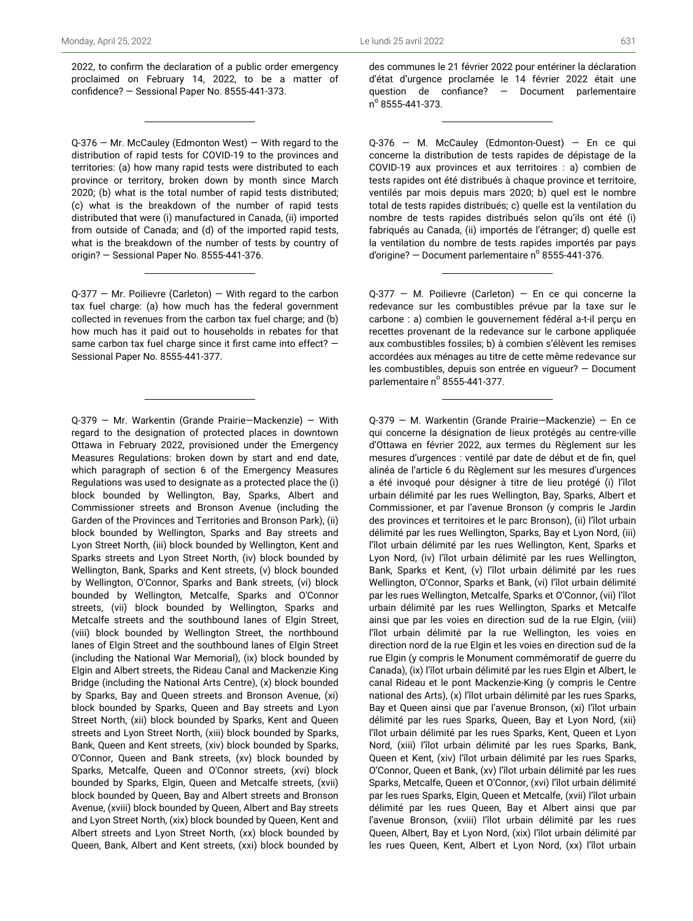2022, to confirm the declaration of a public order emergency proclaimed on February 14, 2022, to be a matter of confidence? — Sessional Paper No. 8555-441-373.

---

Q-376 — Mr. McCauley (Edmonton West) — With regard to the distribution of rapid tests for COVID-19 to the provinces and territories: (a) how many rapid tests were distributed to each province or territory, broken down by month since March 2020; (b) what is the total number of rapid tests distributed; (c) what is the breakdown of the number of rapid tests distributed that were (i) manufactured in Canada, (ii) imported from outside of Canada; and (d) of the imported rapid tests, what is the breakdown of the number of tests by country of origin? — Sessional Paper No. 8555-441-376.

---

Q-377 — Mr. Poilievre (Carleton) — With regard to the carbon tax fuel charge: (a) how much has the federal government collected in revenues from the carbon tax fuel charge; and (b) how much has it paid out to households in rebates for that same carbon tax fuel charge since it first came into effect? — Sessional Paper No. 8555-441-377.

---

Q-379 — Mr. Warkentin (Grande Prairie—Mackenzie) — With regard to the designation of protected places in downtown Ottawa in February 2022, provisioned under the Emergency Measures Regulations: broken down by start and end date, which paragraph of section 6 of the Emergency Measures Regulations was used to designate as a protected place the (i) block bounded by Wellington, Bay, Sparks, Albert and Commissioner streets and Bronson Avenue (including the Garden of the Provinces and Territories and Bronson Park), (ii) block bounded by Wellington, Sparks and Bay streets and Lyon Street North, (iii) block bounded by Wellington, Kent and Sparks streets and Lyon Street North, (iv) block bounded by Wellington, Bank, Sparks and Kent streets, (v) block bounded by Wellington, O'Connor, Sparks and Bank streets, (vi) block bounded by Wellington, Metcalfe, Sparks and O'Connor streets, (vii) block bounded by Wellington, Sparks and Metcalfe streets and the southbound lanes of Elgin Street, (viii) block bounded by Wellington Street, the northbound lanes of Elgin Street and the southbound lanes of Elgin Street (including the National War Memorial), (ix) block bounded by Elgin and Albert streets, the Rideau Canal and Mackenzie King Bridge (including the National Arts Centre), (x) block bounded by Sparks, Bay and Queen streets and Bronson Avenue, (xi) block bounded by Sparks, Queen and Bay streets and Lyon Street North, (xii) block bounded by Sparks, Kent and Queen streets and Lyon Street North, (xiii) block bounded by Sparks, Bank, Queen and Kent streets, (xiv) block bounded by Sparks, O'Connor, Queen and Bank streets, (xv) block bounded by Sparks, Metcalfe, Queen and O'Connor streets, (xvi) block bounded by Sparks, Elgin, Queen and Metcalfe streets, (xvii) block bounded by Queen, Bay and Albert streets and Bronson Avenue, (xviii) block bounded by Queen, Albert and Bay streets and Lyon Street North, (xix) block bounded by Queen, Kent and Albert streets and Lyon Street North, (xx) block bounded by Queen, Bank, Albert and Kent streets, (xxi) block bounded by

des communes le 21 février 2022 pour entériner la déclaration d'état d'urgence proclamée le 14 février 2022 était une question de confiance? — Document parlementaire n° 8555-441-373.

---

Q-376 — M. McCauley (Edmonton-Ouest) — En ce qui concerne la distribution de tests rapides de dépistage de la COVID-19 aux provinces et aux territoires : a) combien de tests rapides ont été distribués à chaque province et territoire, ventilés par mois depuis mars 2020; b) quel est le nombre total de tests rapides distribués; c) quelle est la ventilation du nombre de tests rapides distribués selon qu'ils ont été (i) fabriqués au Canada, (ii) importés de l'étranger; d) quelle est la ventilation du nombre de tests rapides importés par pays d'origine? — Document parlementaire n° 8555-441-376.

---

Q-377 — M. Poilievre (Carleton) — En ce qui concerne la redevance sur les combustibles prévue par la taxe sur le carbone : a) combien le gouvernement fédéral a-t-il perçu en recettes provenant de la redevance sur le carbone appliquée aux combustibles fossiles; b) à combien s'élèvent les remises accordées aux ménages au titre de cette même redevance sur les combustibles, depuis son entrée en vigueur? — Document parlementaire n° 8555-441-377.

---

Q-379 — M. Warkentin (Grande Prairie—Mackenzie) — En ce qui concerne la désignation de lieux protégés au centre-ville d'Ottawa en février 2022, aux termes du Règlement sur les mesures d'urgences : ventilé par date de début et de fin, quel alinéa de l'article 6 du Règlement sur les mesures d'urgences a été invoqué pour désigner à titre de lieu protégé (i) l'îlot urbain délimité par les rues Wellington, Bay, Sparks, Albert et Commissioner, et par l'avenue Bronson (y compris le Jardin des provinces et territoires et le parc Bronson), (ii) l'îlot urbain délimité par les rues Wellington, Sparks, Bay et Lyon Nord, (iii) l'îlot urbain délimité par les rues Wellington, Kent, Sparks et Lyon Nord, (iv) l'îlot urbain délimité par les rues Wellington, Bank, Sparks et Kent, (v) l'îlot urbain délimité par les rues Wellington, O'Connor, Sparks et Bank, (vi) l'îlot urbain délimité par les rues Wellington, Metcalfe, Sparks et O'Connor, (vii) l'îlot urbain délimité par les rues Wellington, Sparks et Metcalfe ainsi que par les voies en direction sud de la rue Elgin, (viii) l'îlot urbain délimité par la rue Wellington, les voies en direction nord de la rue Elgin et les voies en direction sud de la rue Elgin (y compris le Monument commémoratif de guerre du Canada), (ix) l'îlot urbain délimité par les rues Elgin et Albert, le canal Rideau et le pont Mackenzie-King (y compris le Centre national des Arts), (x) l'îlot urbain délimité par les rues Sparks, Bay et Queen ainsi que par l'avenue Bronson, (xi) l'îlot urbain délimité par les rues Sparks, Queen, Bay et Lyon Nord, (xii) l'îlot urbain délimité par les rues Sparks, Kent, Queen et Lyon Nord, (xiii) l'îlot urbain délimité par les rues Sparks, Bank, Queen et Kent, (xiv) l'îlot urbain délimité par les rues Sparks, O'Connor, Queen et Bank, (xv) l'îlot urbain délimité par les rues Sparks, Metcalfe, Queen et O'Connor, (xvi) l'îlot urbain délimité par les rues Sparks, Elgin, Queen et Metcalfe, (xvii) l'îlot urbain délimité par les rues Queen, Bay et Albert ainsi que par l'avenue Bronson, (xviii) l'îlot urbain délimité par les rues Queen, Albert, Bay et Lyon Nord, (xix) l'îlot urbain délimité par les rues Queen, Kent, Albert et Lyon Nord, (xx) l'îlot urbain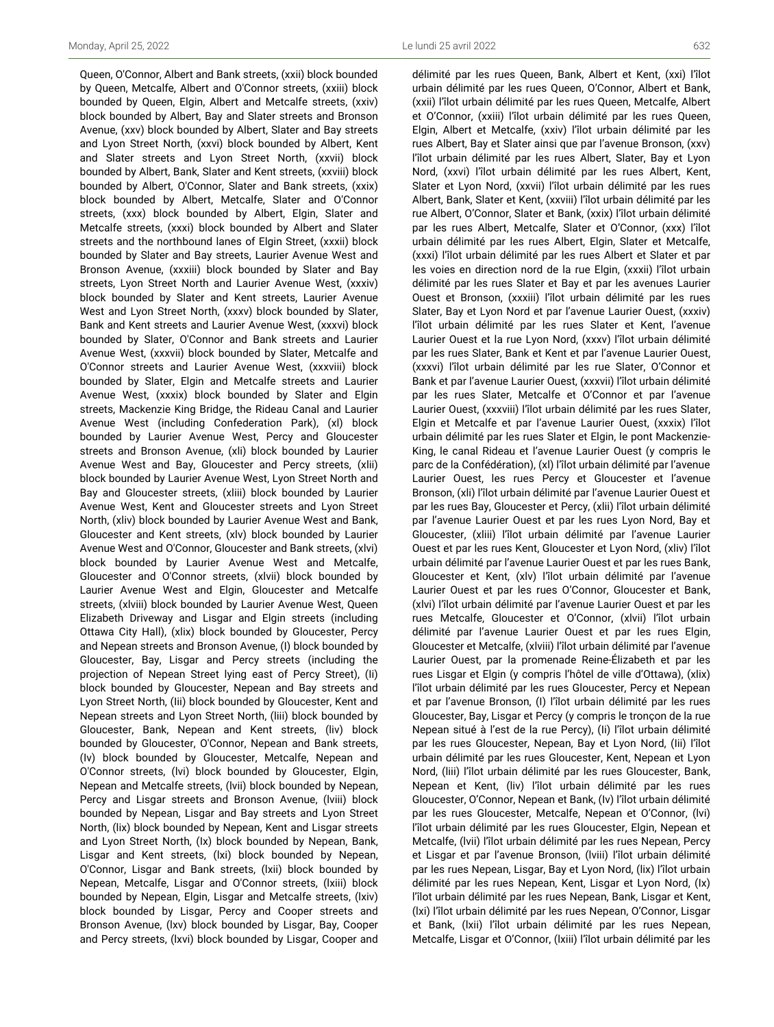Queen, O'Connor, Albert and Bank streets, (xxii) block bounded by Queen, Metcalfe, Albert and O'Connor streets, (xxiii) block bounded by Queen, Elgin, Albert and Metcalfe streets, (xxiv) block bounded by Albert, Bay and Slater streets and Bronson Avenue, (xxv) block bounded by Albert, Slater and Bay streets and Lyon Street North, (xxvi) block bounded by Albert, Kent and Slater streets and Lyon Street North, (xxvii) block bounded by Albert, Bank, Slater and Kent streets, (xxviii) block bounded by Albert, O'Connor, Slater and Bank streets, (xxix) block bounded by Albert, Metcalfe, Slater and O'Connor streets, (xxx) block bounded by Albert, Elgin, Slater and Metcalfe streets, (xxxi) block bounded by Albert and Slater streets and the northbound lanes of Elgin Street, (xxxii) block bounded by Slater and Bay streets, Laurier Avenue West and Bronson Avenue, (xxxiii) block bounded by Slater and Bay streets, Lyon Street North and Laurier Avenue West, (xxxiv) block bounded by Slater and Kent streets, Laurier Avenue West and Lyon Street North, (xxxv) block bounded by Slater, Bank and Kent streets and Laurier Avenue West, (xxxvi) block bounded by Slater, O'Connor and Bank streets and Laurier Avenue West, (xxxvii) block bounded by Slater, Metcalfe and O'Connor streets and Laurier Avenue West, (xxxviii) block bounded by Slater, Elgin and Metcalfe streets and Laurier Avenue West, (xxxix) block bounded by Slater and Elgin streets, Mackenzie King Bridge, the Rideau Canal and Laurier Avenue West (including Confederation Park), (xl) block bounded by Laurier Avenue West, Percy and Gloucester streets and Bronson Avenue, (xli) block bounded by Laurier Avenue West and Bay, Gloucester and Percy streets, (xlii) block bounded by Laurier Avenue West, Lyon Street North and Bay and Gloucester streets, (xliii) block bounded by Laurier Avenue West, Kent and Gloucester streets and Lyon Street North, (xliv) block bounded by Laurier Avenue West and Bank, Gloucester and Kent streets, (xlv) block bounded by Laurier Avenue West and O'Connor, Gloucester and Bank streets, (xlvi) block bounded by Laurier Avenue West and Metcalfe, Gloucester and O'Connor streets, (xlvii) block bounded by Laurier Avenue West and Elgin, Gloucester and Metcalfe streets, (xlviii) block bounded by Laurier Avenue West, Queen Elizabeth Driveway and Lisgar and Elgin streets (including Ottawa City Hall), (xlix) block bounded by Gloucester, Percy and Nepean streets and Bronson Avenue, (l) block bounded by Gloucester, Bay, Lisgar and Percy streets (including the projection of Nepean Street lying east of Percy Street), (li) block bounded by Gloucester, Nepean and Bay streets and Lyon Street North, (lii) block bounded by Gloucester, Kent and Nepean streets and Lyon Street North, (liii) block bounded by Gloucester, Bank, Nepean and Kent streets, (liv) block bounded by Gloucester, O'Connor, Nepean and Bank streets, (lv) block bounded by Gloucester, Metcalfe, Nepean and O'Connor streets, (lvi) block bounded by Gloucester, Elgin, Nepean and Metcalfe streets, (lvii) block bounded by Nepean, Percy and Lisgar streets and Bronson Avenue, (lviii) block bounded by Nepean, Lisgar and Bay streets and Lyon Street North, (lix) block bounded by Nepean, Kent and Lisgar streets and Lyon Street North, (lx) block bounded by Nepean, Bank, Lisgar and Kent streets, (lxi) block bounded by Nepean, O'Connor, Lisgar and Bank streets, (lxii) block bounded by Nepean, Metcalfe, Lisgar and O'Connor streets, (lxiii) block bounded by Nepean, Elgin, Lisgar and Metcalfe streets, (lxiv) block bounded by Lisgar, Percy and Cooper streets and Bronson Avenue, (lxv) block bounded by Lisgar, Bay, Cooper and Percy streets, (lxvi) block bounded by Lisgar, Cooper and

délimité par les rues Queen, Bank, Albert et Kent, (xxi) l'îlot urbain délimité par les rues Queen, O'Connor, Albert et Bank, (xxii) l'îlot urbain délimité par les rues Queen, Metcalfe, Albert et O'Connor, (xxiii) l'îlot urbain délimité par les rues Queen, Elgin, Albert et Metcalfe, (xxiv) l'îlot urbain délimité par les rues Albert, Bay et Slater ainsi que par l'avenue Bronson, (xxv) l'îlot urbain délimité par les rues Albert, Slater, Bay et Lyon Nord, (xxvi) l'îlot urbain délimité par les rues Albert, Kent, Slater et Lyon Nord, (xxvii) l'îlot urbain délimité par les rues Albert, Bank, Slater et Kent, (xxviii) l'îlot urbain délimité par les rue Albert, O'Connor, Slater et Bank, (xxix) l'îlot urbain délimité par les rues Albert, Metcalfe, Slater et O'Connor, (xxx) l'îlot urbain délimité par les rues Albert, Elgin, Slater et Metcalfe, (xxxi) l'îlot urbain délimité par les rues Albert et Slater et par les voies en direction nord de la rue Elgin, (xxxii) l'îlot urbain délimité par les rues Slater et Bay et par les avenues Laurier Ouest et Bronson, (xxxiii) l'îlot urbain délimité par les rues Slater, Bay et Lyon Nord et par l'avenue Laurier Ouest, (xxxiv) l'îlot urbain délimité par les rues Slater et Kent, l'avenue Laurier Ouest et la rue Lyon Nord, (xxxv) l'îlot urbain délimité par les rues Slater, Bank et Kent et par l'avenue Laurier Ouest, (xxxvi) l'îlot urbain délimité par les rue Slater, O'Connor et Bank et par l'avenue Laurier Ouest, (xxxvii) l'îlot urbain délimité par les rues Slater, Metcalfe et O'Connor et par l'avenue Laurier Ouest, (xxxviii) l'îlot urbain délimité par les rues Slater, Elgin et Metcalfe et par l'avenue Laurier Ouest, (xxxix) l'îlot urbain délimité par les rues Slater et Elgin, le pont Mackenzie-King, le canal Rideau et l'avenue Laurier Ouest (y compris le parc de la Confédération), (xl) l'îlot urbain délimité par l'avenue Laurier Ouest, les rues Percy et Gloucester et l'avenue Bronson, (xli) l'îlot urbain délimité par l'avenue Laurier Ouest et par les rues Bay, Gloucester et Percy, (xlii) l'îlot urbain délimité par l'avenue Laurier Ouest et par les rues Lyon Nord, Bay et Gloucester, (xliii) l'îlot urbain délimité par l'avenue Laurier Ouest et par les rues Kent, Gloucester et Lyon Nord, (xliv) l'îlot urbain délimité par l'avenue Laurier Ouest et par les rues Bank, Gloucester et Kent, (xlv) l'îlot urbain délimité par l'avenue Laurier Ouest et par les rues O'Connor, Gloucester et Bank, (xlvi) l'îlot urbain délimité par l'avenue Laurier Ouest et par les rues Metcalfe, Gloucester et O'Connor, (xlvii) l'îlot urbain délimité par l'avenue Laurier Ouest et par les rues Elgin, Gloucester et Metcalfe, (xlviii) l'îlot urbain délimité par l'avenue Laurier Ouest, par la promenade Reine-Élizabeth et par les rues Lisgar et Elgin (y compris l'hôtel de ville d'Ottawa), (xlix) l'îlot urbain délimité par les rues Gloucester, Percy et Nepean et par l'avenue Bronson, (l) l'îlot urbain délimité par les rues Gloucester, Bay, Lisgar et Percy (y compris le tronçon de la rue Nepean situé à l'est de la rue Percy), (li) l'îlot urbain délimité par les rues Gloucester, Nepean, Bay et Lyon Nord, (lii) l'îlot urbain délimité par les rues Gloucester, Kent, Nepean et Lyon Nord, (liii) l'îlot urbain délimité par les rues Gloucester, Bank, Nepean et Kent, (liv) l'îlot urbain délimité par les rues Gloucester, O'Connor, Nepean et Bank, (lv) l'îlot urbain délimité par les rues Gloucester, Metcalfe, Nepean et O'Connor, (lvi) l'îlot urbain délimité par les rues Gloucester, Elgin, Nepean et Metcalfe, (lvii) l'îlot urbain délimité par les rues Nepean, Percy et Lisgar et par l'avenue Bronson, (lviii) l'îlot urbain délimité par les rues Nepean, Lisgar, Bay et Lyon Nord, (lix) l'îlot urbain délimité par les rues Nepean, Kent, Lisgar et Lyon Nord, (lx) l'îlot urbain délimité par les rues Nepean, Bank, Lisgar et Kent, (lxi) l'îlot urbain délimité par les rues Nepean, O'Connor, Lisgar et Bank, (lxii) l'îlot urbain délimité par les rues Nepean, Metcalfe, Lisgar et O'Connor, (lxiii) l'îlot urbain délimité par les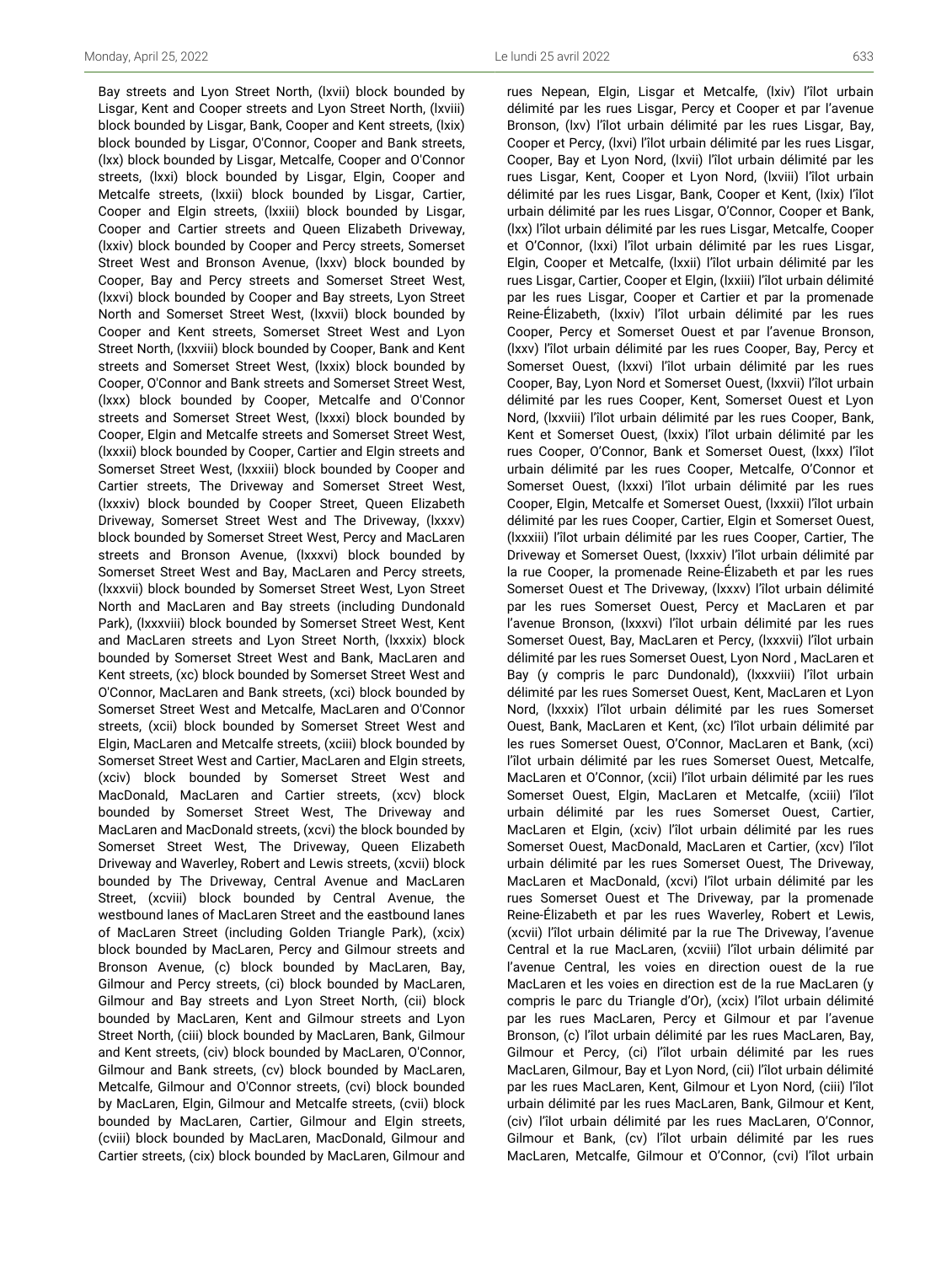Bay streets and Lyon Street North, (lxvii) block bounded by Lisgar, Kent and Cooper streets and Lyon Street North, (lxviii) block bounded by Lisgar, Bank, Cooper and Kent streets, (lxix) block bounded by Lisgar, O'Connor, Cooper and Bank streets, (lxx) block bounded by Lisgar, Metcalfe, Cooper and O'Connor streets, (lxxi) block bounded by Lisgar, Elgin, Cooper and Metcalfe streets, (lxxii) block bounded by Lisgar, Cartier, Cooper and Elgin streets, (lxxiii) block bounded by Lisgar, Cooper and Cartier streets and Queen Elizabeth Driveway, (lxxiv) block bounded by Cooper and Percy streets, Somerset Street West and Bronson Avenue, (lxxv) block bounded by Cooper, Bay and Percy streets and Somerset Street West, (lxxvi) block bounded by Cooper and Bay streets, Lyon Street North and Somerset Street West, (lxxvii) block bounded by Cooper and Kent streets, Somerset Street West and Lyon Street North, (lxxviii) block bounded by Cooper, Bank and Kent streets and Somerset Street West, (lxxix) block bounded by Cooper, O'Connor and Bank streets and Somerset Street West, (lxxx) block bounded by Cooper, Metcalfe and O'Connor streets and Somerset Street West, (lxxxi) block bounded by Cooper, Elgin and Metcalfe streets and Somerset Street West, (lxxxii) block bounded by Cooper, Cartier and Elgin streets and Somerset Street West, (lxxxiii) block bounded by Cooper and Cartier streets, The Driveway and Somerset Street West, (lxxxiv) block bounded by Cooper Street, Queen Elizabeth Driveway, Somerset Street West and The Driveway, (lxxxv) block bounded by Somerset Street West, Percy and MacLaren streets and Bronson Avenue, (lxxxvi) block bounded by Somerset Street West and Bay, MacLaren and Percy streets, (lxxxvii) block bounded by Somerset Street West, Lyon Street North and MacLaren and Bay streets (including Dundonald Park), (lxxxviii) block bounded by Somerset Street West, Kent and MacLaren streets and Lyon Street North, (lxxxix) block bounded by Somerset Street West and Bank, MacLaren and Kent streets, (xc) block bounded by Somerset Street West and O'Connor, MacLaren and Bank streets, (xci) block bounded by Somerset Street West and Metcalfe, MacLaren and O'Connor streets, (xcii) block bounded by Somerset Street West and Elgin, MacLaren and Metcalfe streets, (xciii) block bounded by Somerset Street West and Cartier, MacLaren and Elgin streets, (xciv) block bounded by Somerset Street West and MacDonald, MacLaren and Cartier streets, (xcv) block bounded by Somerset Street West, The Driveway and MacLaren and MacDonald streets, (xcvi) the block bounded by Somerset Street West, The Driveway, Queen Elizabeth Driveway and Waverley, Robert and Lewis streets, (xcvii) block bounded by The Driveway, Central Avenue and MacLaren Street, (xcviii) block bounded by Central Avenue, the westbound lanes of MacLaren Street and the eastbound lanes of MacLaren Street (including Golden Triangle Park), (xcix) block bounded by MacLaren, Percy and Gilmour streets and Bronson Avenue, (c) block bounded by MacLaren, Bay, Gilmour and Percy streets, (ci) block bounded by MacLaren, Gilmour and Bay streets and Lyon Street North, (cii) block bounded by MacLaren, Kent and Gilmour streets and Lyon Street North, (ciii) block bounded by MacLaren, Bank, Gilmour and Kent streets, (civ) block bounded by MacLaren, O'Connor, Gilmour and Bank streets, (cv) block bounded by MacLaren, Metcalfe, Gilmour and O'Connor streets, (cvi) block bounded by MacLaren, Elgin, Gilmour and Metcalfe streets, (cvii) block bounded by MacLaren, Cartier, Gilmour and Elgin streets, (cviii) block bounded by MacLaren, MacDonald, Gilmour and Cartier streets, (cix) block bounded by MacLaren, Gilmour and

rues Nepean, Elgin, Lisgar et Metcalfe, (lxiv) l'îlot urbain délimité par les rues Lisgar, Percy et Cooper et par l'avenue Bronson, (lxv) l'îlot urbain délimité par les rues Lisgar, Bay, Cooper et Percy, (lxvi) l'îlot urbain délimité par les rues Lisgar, Cooper, Bay et Lyon Nord, (lxvii) l'îlot urbain délimité par les rues Lisgar, Kent, Cooper et Lyon Nord, (lxviii) l'îlot urbain délimité par les rues Lisgar, Bank, Cooper et Kent, (lxix) l'îlot urbain délimité par les rues Lisgar, O'Connor, Cooper et Bank, (lxx) l'îlot urbain délimité par les rues Lisgar, Metcalfe, Cooper et O'Connor, (lxxi) l'îlot urbain délimité par les rues Lisgar, Elgin, Cooper et Metcalfe, (lxxii) l'îlot urbain délimité par les rues Lisgar, Cartier, Cooper et Elgin, (lxxiii) l'îlot urbain délimité par les rues Lisgar, Cooper et Cartier et par la promenade Reine-Élizabeth, (lxxiv) l'îlot urbain délimité par les rues Cooper, Percy et Somerset Ouest et par l'avenue Bronson, (lxxv) l'îlot urbain délimité par les rues Cooper, Bay, Percy et Somerset Ouest, (lxxvi) l'îlot urbain délimité par les rues Cooper, Bay, Lyon Nord et Somerset Ouest, (lxxvii) l'îlot urbain délimité par les rues Cooper, Kent, Somerset Ouest et Lyon Nord, (lxxviii) l'îlot urbain délimité par les rues Cooper, Bank, Kent et Somerset Ouest, (lxxix) l'îlot urbain délimité par les rues Cooper, O'Connor, Bank et Somerset Ouest, (lxxx) l'îlot urbain délimité par les rues Cooper, Metcalfe, O'Connor et Somerset Ouest, (lxxxi) l'îlot urbain délimité par les rues Cooper, Elgin, Metcalfe et Somerset Ouest, (lxxxii) l'îlot urbain délimité par les rues Cooper, Cartier, Elgin et Somerset Ouest, (lxxxiii) l'îlot urbain délimité par les rues Cooper, Cartier, The Driveway et Somerset Ouest, (lxxxiv) l'îlot urbain délimité par la rue Cooper, la promenade Reine-Élizabeth et par les rues Somerset Ouest et The Driveway, (lxxxv) l'îlot urbain délimité par les rues Somerset Ouest, Percy et MacLaren et par l'avenue Bronson, (lxxxvi) l'îlot urbain délimité par les rues Somerset Ouest, Bay, MacLaren et Percy, (lxxxvii) l'îlot urbain délimité par les rues Somerset Ouest, Lyon Nord , MacLaren et Bay (y compris le parc Dundonald), (lxxxviii) l'îlot urbain délimité par les rues Somerset Ouest, Kent, MacLaren et Lyon Nord, (lxxxix) l'îlot urbain délimité par les rues Somerset Ouest, Bank, MacLaren et Kent, (xc) l'îlot urbain délimité par les rues Somerset Ouest, O'Connor, MacLaren et Bank, (xci) l'îlot urbain délimité par les rues Somerset Ouest, Metcalfe, MacLaren et O'Connor, (xcii) l'îlot urbain délimité par les rues Somerset Ouest, Elgin, MacLaren et Metcalfe, (xciii) l'îlot urbain délimité par les rues Somerset Ouest, Cartier, MacLaren et Elgin, (xciv) l'îlot urbain délimité par les rues Somerset Ouest, MacDonald, MacLaren et Cartier, (xcv) l'îlot urbain délimité par les rues Somerset Ouest, The Driveway, MacLaren et MacDonald, (xcvi) l'îlot urbain délimité par les rues Somerset Ouest et The Driveway, par la promenade Reine-Élizabeth et par les rues Waverley, Robert et Lewis, (xcvii) l'îlot urbain délimité par la rue The Driveway, l'avenue Central et la rue MacLaren, (xcviii) l'îlot urbain délimité par l'avenue Central, les voies en direction ouest de la rue MacLaren et les voies en direction est de la rue MacLaren (y compris le parc du Triangle d'Or), (xcix) l'îlot urbain délimité par les rues MacLaren, Percy et Gilmour et par l'avenue Bronson, (c) l'îlot urbain délimité par les rues MacLaren, Bay, Gilmour et Percy, (ci) l'îlot urbain délimité par les rues MacLaren, Gilmour, Bay et Lyon Nord, (cii) l'îlot urbain délimité par les rues MacLaren, Kent, Gilmour et Lyon Nord, (ciii) l'îlot urbain délimité par les rues MacLaren, Bank, Gilmour et Kent, (civ) l'îlot urbain délimité par les rues MacLaren, O'Connor, Gilmour et Bank, (cv) l'îlot urbain délimité par les rues MacLaren, Metcalfe, Gilmour et O'Connor, (cvi) l'îlot urbain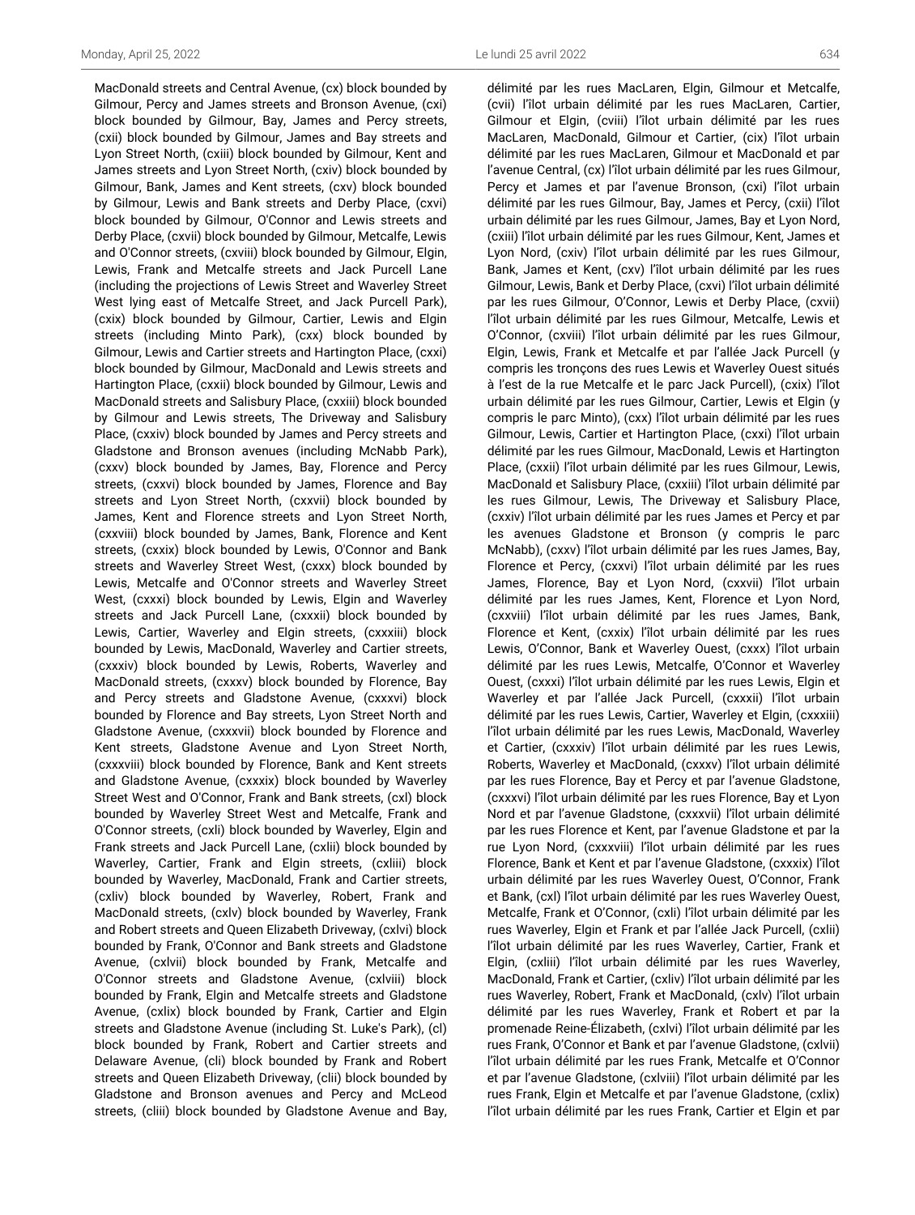MacDonald streets and Central Avenue, (cx) block bounded by Gilmour, Percy and James streets and Bronson Avenue, (cxi) block bounded by Gilmour, Bay, James and Percy streets, (cxii) block bounded by Gilmour, James and Bay streets and Lyon Street North, (cxiii) block bounded by Gilmour, Kent and James streets and Lyon Street North, (cxiv) block bounded by Gilmour, Bank, James and Kent streets, (cxv) block bounded by Gilmour, Lewis and Bank streets and Derby Place, (cxvi) block bounded by Gilmour, O'Connor and Lewis streets and Derby Place, (cxvii) block bounded by Gilmour, Metcalfe, Lewis and O'Connor streets, (cxviii) block bounded by Gilmour, Elgin, Lewis, Frank and Metcalfe streets and Jack Purcell Lane (including the projections of Lewis Street and Waverley Street West lying east of Metcalfe Street, and Jack Purcell Park), (cxix) block bounded by Gilmour, Cartier, Lewis and Elgin streets (including Minto Park), (cxx) block bounded by Gilmour, Lewis and Cartier streets and Hartington Place, (cxxi) block bounded by Gilmour, MacDonald and Lewis streets and Hartington Place, (cxxii) block bounded by Gilmour, Lewis and MacDonald streets and Salisbury Place, (cxxiii) block bounded by Gilmour and Lewis streets, The Driveway and Salisbury Place, (cxxiv) block bounded by James and Percy streets and Gladstone and Bronson avenues (including McNabb Park), (cxxv) block bounded by James, Bay, Florence and Percy streets, (cxxvi) block bounded by James, Florence and Bay streets and Lyon Street North, (cxxvii) block bounded by James, Kent and Florence streets and Lyon Street North, (cxxviii) block bounded by James, Bank, Florence and Kent streets, (cxxix) block bounded by Lewis, O'Connor and Bank streets and Waverley Street West, (cxxx) block bounded by Lewis, Metcalfe and O'Connor streets and Waverley Street West, (cxxxi) block bounded by Lewis, Elgin and Waverley streets and Jack Purcell Lane, (cxxxii) block bounded by Lewis, Cartier, Waverley and Elgin streets, (cxxxiii) block bounded by Lewis, MacDonald, Waverley and Cartier streets, (cxxxiv) block bounded by Lewis, Roberts, Waverley and MacDonald streets, (cxxxv) block bounded by Florence, Bay and Percy streets and Gladstone Avenue, (cxxxvi) block bounded by Florence and Bay streets, Lyon Street North and Gladstone Avenue, (cxxxvii) block bounded by Florence and Kent streets, Gladstone Avenue and Lyon Street North, (cxxxviii) block bounded by Florence, Bank and Kent streets and Gladstone Avenue, (cxxxix) block bounded by Waverley Street West and O'Connor, Frank and Bank streets, (cxl) block bounded by Waverley Street West and Metcalfe, Frank and O'Connor streets, (cxli) block bounded by Waverley, Elgin and Frank streets and Jack Purcell Lane, (cxlii) block bounded by Waverley, Cartier, Frank and Elgin streets, (cxliii) block bounded by Waverley, MacDonald, Frank and Cartier streets, (cxliv) block bounded by Waverley, Robert, Frank and MacDonald streets, (cxlv) block bounded by Waverley, Frank and Robert streets and Queen Elizabeth Driveway, (cxlvi) block bounded by Frank, O'Connor and Bank streets and Gladstone Avenue, (cxlvii) block bounded by Frank, Metcalfe and O'Connor streets and Gladstone Avenue, (cxlviii) block bounded by Frank, Elgin and Metcalfe streets and Gladstone Avenue, (cxlix) block bounded by Frank, Cartier and Elgin streets and Gladstone Avenue (including St. Luke's Park), (cl) block bounded by Frank, Robert and Cartier streets and Delaware Avenue, (cli) block bounded by Frank and Robert streets and Queen Elizabeth Driveway, (clii) block bounded by Gladstone and Bronson avenues and Percy and McLeod streets, (cliii) block bounded by Gladstone Avenue and Bay,

délimité par les rues MacLaren, Elgin, Gilmour et Metcalfe, (cvii) l'îlot urbain délimité par les rues MacLaren, Cartier, Gilmour et Elgin, (cviii) l'îlot urbain délimité par les rues MacLaren, MacDonald, Gilmour et Cartier, (cix) l'îlot urbain délimité par les rues MacLaren, Gilmour et MacDonald et par l'avenue Central, (cx) l'îlot urbain délimité par les rues Gilmour, Percy et James et par l'avenue Bronson, (cxi) l'îlot urbain délimité par les rues Gilmour, Bay, James et Percy, (cxii) l'îlot urbain délimité par les rues Gilmour, James, Bay et Lyon Nord, (cxiii) l'îlot urbain délimité par les rues Gilmour, Kent, James et Lyon Nord, (cxiv) l'îlot urbain délimité par les rues Gilmour, Bank, James et Kent, (cxv) l'îlot urbain délimité par les rues Gilmour, Lewis, Bank et Derby Place, (cxvi) l'îlot urbain délimité par les rues Gilmour, O'Connor, Lewis et Derby Place, (cxvii) l'îlot urbain délimité par les rues Gilmour, Metcalfe, Lewis et O'Connor, (cxviii) l'îlot urbain délimité par les rues Gilmour, Elgin, Lewis, Frank et Metcalfe et par l'allée Jack Purcell (y compris les tronçons des rues Lewis et Waverley Ouest situés à l'est de la rue Metcalfe et le parc Jack Purcell), (cxix) l'îlot urbain délimité par les rues Gilmour, Cartier, Lewis et Elgin (y compris le parc Minto), (cxx) l'îlot urbain délimité par les rues Gilmour, Lewis, Cartier et Hartington Place, (cxxi) l'îlot urbain délimité par les rues Gilmour, MacDonald, Lewis et Hartington Place, (cxxii) l'îlot urbain délimité par les rues Gilmour, Lewis, MacDonald et Salisbury Place, (cxxiii) l'îlot urbain délimité par les rues Gilmour, Lewis, The Driveway et Salisbury Place, (cxxiv) l'îlot urbain délimité par les rues James et Percy et par les avenues Gladstone et Bronson (y compris le parc McNabb), (cxxv) l'îlot urbain délimité par les rues James, Bay, Florence et Percy, (cxxvi) l'îlot urbain délimité par les rues James, Florence, Bay et Lyon Nord, (cxxvii) l'îlot urbain délimité par les rues James, Kent, Florence et Lyon Nord, (cxxviii) l'îlot urbain délimité par les rues James, Bank, Florence et Kent, (cxxix) l'îlot urbain délimité par les rues Lewis, O'Connor, Bank et Waverley Ouest, (cxxx) l'îlot urbain délimité par les rues Lewis, Metcalfe, O'Connor et Waverley Ouest, (cxxxi) l'îlot urbain délimité par les rues Lewis, Elgin et Waverley et par l'allée Jack Purcell, (cxxxii) l'îlot urbain délimité par les rues Lewis, Cartier, Waverley et Elgin, (cxxxiii) l'îlot urbain délimité par les rues Lewis, MacDonald, Waverley et Cartier, (cxxxiv) l'îlot urbain délimité par les rues Lewis, Roberts, Waverley et MacDonald, (cxxxv) l'îlot urbain délimité par les rues Florence, Bay et Percy et par l'avenue Gladstone, (cxxxvi) l'îlot urbain délimité par les rues Florence, Bay et Lyon Nord et par l'avenue Gladstone, (cxxxvii) l'îlot urbain délimité par les rues Florence et Kent, par l'avenue Gladstone et par la rue Lyon Nord, (cxxxviii) l'îlot urbain délimité par les rues Florence, Bank et Kent et par l'avenue Gladstone, (cxxxix) l'îlot urbain délimité par les rues Waverley Ouest, O'Connor, Frank et Bank, (cxl) l'îlot urbain délimité par les rues Waverley Ouest, Metcalfe, Frank et O'Connor, (cxli) l'îlot urbain délimité par les rues Waverley, Elgin et Frank et par l'allée Jack Purcell, (cxlii) l'îlot urbain délimité par les rues Waverley, Cartier, Frank et Elgin, (cxliii) l'îlot urbain délimité par les rues Waverley, MacDonald, Frank et Cartier, (cxliv) l'îlot urbain délimité par les rues Waverley, Robert, Frank et MacDonald, (cxlv) l'îlot urbain délimité par les rues Waverley, Frank et Robert et par la promenade Reine-Élizabeth, (cxlvi) l'îlot urbain délimité par les rues Frank, O'Connor et Bank et par l'avenue Gladstone, (cxlvii) l'îlot urbain délimité par les rues Frank, Metcalfe et O'Connor et par l'avenue Gladstone, (cxlviii) l'îlot urbain délimité par les rues Frank, Elgin et Metcalfe et par l'avenue Gladstone, (cxlix) l'îlot urbain délimité par les rues Frank, Cartier et Elgin et par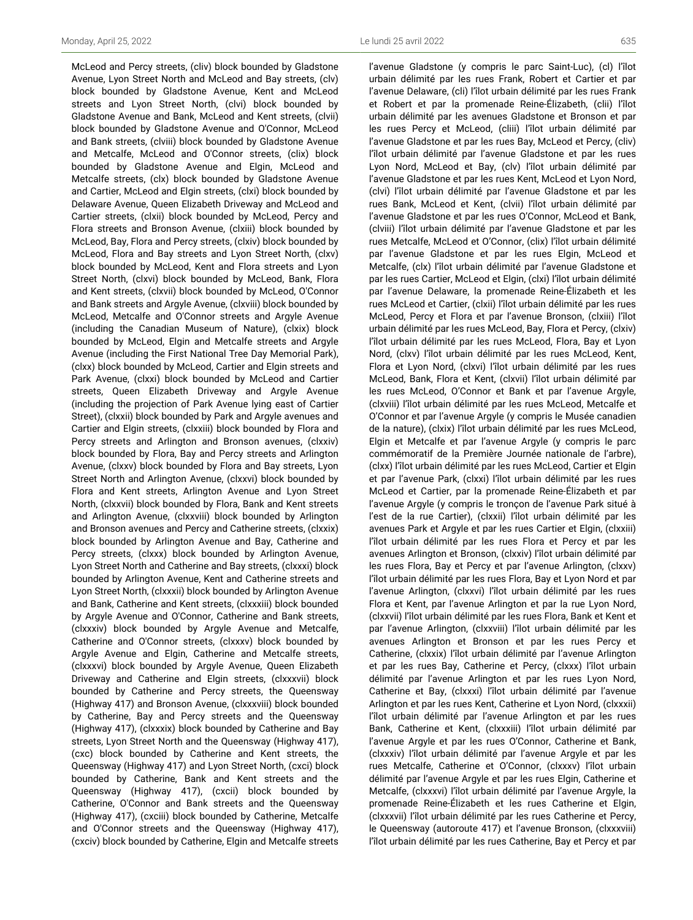McLeod and Percy streets, (cliv) block bounded by Gladstone Avenue, Lyon Street North and McLeod and Bay streets, (clv) block bounded by Gladstone Avenue, Kent and McLeod streets and Lyon Street North, (clvi) block bounded by Gladstone Avenue and Bank, McLeod and Kent streets, (clvii) block bounded by Gladstone Avenue and O'Connor, McLeod and Bank streets, (clviii) block bounded by Gladstone Avenue and Metcalfe, McLeod and O'Connor streets, (clix) block bounded by Gladstone Avenue and Elgin, McLeod and Metcalfe streets, (clx) block bounded by Gladstone Avenue and Cartier, McLeod and Elgin streets, (clxi) block bounded by Delaware Avenue, Queen Elizabeth Driveway and McLeod and Cartier streets, (clxii) block bounded by McLeod, Percy and Flora streets and Bronson Avenue, (clxiii) block bounded by McLeod, Bay, Flora and Percy streets, (clxiv) block bounded by McLeod, Flora and Bay streets and Lyon Street North, (clxv) block bounded by McLeod, Kent and Flora streets and Lyon Street North, (clxvi) block bounded by McLeod, Bank, Flora and Kent streets, (clxvii) block bounded by McLeod, O'Connor and Bank streets and Argyle Avenue, (clxviii) block bounded by McLeod, Metcalfe and O'Connor streets and Argyle Avenue (including the Canadian Museum of Nature), (clxix) block bounded by McLeod, Elgin and Metcalfe streets and Argyle Avenue (including the First National Tree Day Memorial Park), (clxx) block bounded by McLeod, Cartier and Elgin streets and Park Avenue, (clxxi) block bounded by McLeod and Cartier streets, Queen Elizabeth Driveway and Argyle Avenue (including the projection of Park Avenue lying east of Cartier Street), (clxxii) block bounded by Park and Argyle avenues and Cartier and Elgin streets, (clxxiii) block bounded by Flora and Percy streets and Arlington and Bronson avenues, (clxxiv) block bounded by Flora, Bay and Percy streets and Arlington Avenue, (clxxv) block bounded by Flora and Bay streets, Lyon Street North and Arlington Avenue, (clxxvi) block bounded by Flora and Kent streets, Arlington Avenue and Lyon Street North, (clxxvii) block bounded by Flora, Bank and Kent streets and Arlington Avenue, (clxxviii) block bounded by Arlington and Bronson avenues and Percy and Catherine streets, (clxxix) block bounded by Arlington Avenue and Bay, Catherine and Percy streets, (clxxx) block bounded by Arlington Avenue, Lyon Street North and Catherine and Bay streets, (clxxxi) block bounded by Arlington Avenue, Kent and Catherine streets and Lyon Street North, (clxxxii) block bounded by Arlington Avenue and Bank, Catherine and Kent streets, (clxxxiii) block bounded by Argyle Avenue and O'Connor, Catherine and Bank streets, (clxxxiv) block bounded by Argyle Avenue and Metcalfe, Catherine and O'Connor streets, (clxxxv) block bounded by Argyle Avenue and Elgin, Catherine and Metcalfe streets, (clxxxvi) block bounded by Argyle Avenue, Queen Elizabeth Driveway and Catherine and Elgin streets, (clxxxvii) block bounded by Catherine and Percy streets, the Queensway (Highway 417) and Bronson Avenue, (clxxxviii) block bounded by Catherine, Bay and Percy streets and the Queensway (Highway 417), (clxxxix) block bounded by Catherine and Bay streets, Lyon Street North and the Queensway (Highway 417), (cxc) block bounded by Catherine and Kent streets, the Queensway (Highway 417) and Lyon Street North, (cxci) block bounded by Catherine, Bank and Kent streets and the Queensway (Highway 417), (cxcii) block bounded by Catherine, O'Connor and Bank streets and the Queensway (Highway 417), (cxciii) block bounded by Catherine, Metcalfe and O'Connor streets and the Queensway (Highway 417), (cxciv) block bounded by Catherine, Elgin and Metcalfe streets

l'avenue Gladstone (y compris le parc Saint-Luc), (cl) l'îlot urbain délimité par les rues Frank, Robert et Cartier et par l'avenue Delaware, (cli) l'îlot urbain délimité par les rues Frank et Robert et par la promenade Reine-Élizabeth, (clii) l'îlot urbain délimité par les avenues Gladstone et Bronson et par les rues Percy et McLeod, (cliii) l'îlot urbain délimité par l'avenue Gladstone et par les rues Bay, McLeod et Percy, (cliv) l'îlot urbain délimité par l'avenue Gladstone et par les rues Lyon Nord, McLeod et Bay, (clv) l'îlot urbain délimité par l'avenue Gladstone et par les rues Kent, McLeod et Lyon Nord, (clvi) l'îlot urbain délimité par l'avenue Gladstone et par les rues Bank, McLeod et Kent, (clvii) l'îlot urbain délimité par l'avenue Gladstone et par les rues O'Connor, McLeod et Bank, (clviii) l'îlot urbain délimité par l'avenue Gladstone et par les rues Metcalfe, McLeod et O'Connor, (clix) l'îlot urbain délimité par l'avenue Gladstone et par les rues Elgin, McLeod et Metcalfe, (clx) l'îlot urbain délimité par l'avenue Gladstone et par les rues Cartier, McLeod et Elgin, (clxi) l'îlot urbain délimité par l'avenue Delaware, la promenade Reine-Élizabeth et les rues McLeod et Cartier, (clxii) l'îlot urbain délimité par les rues McLeod, Percy et Flora et par l'avenue Bronson, (clxiii) l'îlot urbain délimité par les rues McLeod, Bay, Flora et Percy, (clxiv) l'îlot urbain délimité par les rues McLeod, Flora, Bay et Lyon Nord, (clxv) l'îlot urbain délimité par les rues McLeod, Kent, Flora et Lyon Nord, (clxvi) l'îlot urbain délimité par les rues McLeod, Bank, Flora et Kent, (clxvii) l'îlot urbain délimité par les rues McLeod, O'Connor et Bank et par l'avenue Argyle, (clxviii) l'îlot urbain délimité par les rues McLeod, Metcalfe et O'Connor et par l'avenue Argyle (y compris le Musée canadien de la nature), (clxix) l'îlot urbain délimité par les rues McLeod, Elgin et Metcalfe et par l'avenue Argyle (y compris le parc commémoratif de la Première Journée nationale de l'arbre), (clxx) l'îlot urbain délimité par les rues McLeod, Cartier et Elgin et par l'avenue Park, (clxxi) l'îlot urbain délimité par les rues McLeod et Cartier, par la promenade Reine-Élizabeth et par l'avenue Argyle (y compris le tronçon de l'avenue Park situé à l'est de la rue Cartier), (clxxii) l'îlot urbain délimité par les avenues Park et Argyle et par les rues Cartier et Elgin, (clxxiii) l'îlot urbain délimité par les rues Flora et Percy et par les avenues Arlington et Bronson, (clxxiv) l'îlot urbain délimité par les rues Flora, Bay et Percy et par l'avenue Arlington, (clxxv) l'îlot urbain délimité par les rues Flora, Bay et Lyon Nord et par l'avenue Arlington, (clxxvi) l'îlot urbain délimité par les rues Flora et Kent, par l'avenue Arlington et par la rue Lyon Nord, (clxxvii) l'îlot urbain délimité par les rues Flora, Bank et Kent et par l'avenue Arlington, (clxxviii) l'îlot urbain délimité par les avenues Arlington et Bronson et par les rues Percy et Catherine, (clxxix) l'îlot urbain délimité par l'avenue Arlington et par les rues Bay, Catherine et Percy, (clxxx) l'îlot urbain délimité par l'avenue Arlington et par les rues Lyon Nord, Catherine et Bay, (clxxxi) l'îlot urbain délimité par l'avenue Arlington et par les rues Kent, Catherine et Lyon Nord, (clxxxii) l'îlot urbain délimité par l'avenue Arlington et par les rues Bank, Catherine et Kent, (clxxxiii) l'îlot urbain délimité par l'avenue Argyle et par les rues O'Connor, Catherine et Bank, (clxxxiv) l'îlot urbain délimité par l'avenue Argyle et par les rues Metcalfe, Catherine et O'Connor, (clxxxv) l'îlot urbain délimité par l'avenue Argyle et par les rues Elgin, Catherine et Metcalfe, (clxxxvi) l'îlot urbain délimité par l'avenue Argyle, la promenade Reine-Élizabeth et les rues Catherine et Elgin, (clxxxvii) l'îlot urbain délimité par les rues Catherine et Percy, le Queensway (autoroute 417) et l'avenue Bronson, (clxxxviii) l'îlot urbain délimité par les rues Catherine, Bay et Percy et par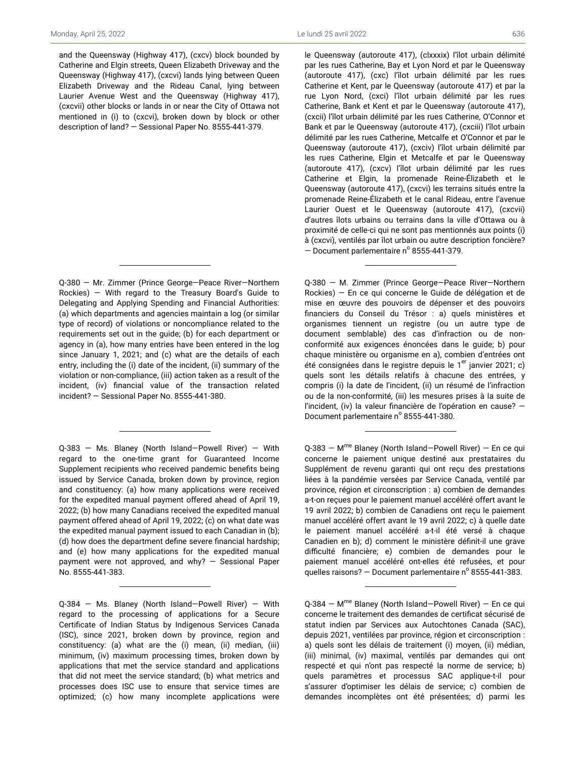and the Queensway (Highway 417), (cxcv) block bounded by Catherine and Elgin streets, Queen Elizabeth Driveway and the Queensway (Highway 417), (cxcvi) lands lying between Queen Elizabeth Driveway and the Rideau Canal, lying between Laurier Avenue West and the Queensway (Highway 417), (cxcvii) other blocks or lands in or near the City of Ottawa not mentioned in (i) to (cxcvi), broken down by block or other description of land? — Sessional Paper No. 8555-441-379.

le Queensway (autoroute 417), (clxxxix) l'îlot urbain délimité par les rues Catherine, Bay et Lyon Nord et par le Queensway (autoroute 417), (cxc) l'îlot urbain délimité par les rues Catherine et Kent, par le Queensway (autoroute 417) et par la rue Lyon Nord, (cxci) l'îlot urbain délimité par les rues Catherine, Bank et Kent et par le Queensway (autoroute 417), (cxcii) l'îlot urbain délimité par les rues Catherine, O'Connor et Bank et par le Queensway (autoroute 417), (cxciii) l'îlot urbain délimité par les rues Catherine, Metcalfe et O'Connor et par le Queensway (autoroute 417), (cxciv) l'îlot urbain délimité par les rues Catherine, Elgin et Metcalfe et par le Queensway (autoroute 417), (cxcv) l'îlot urbain délimité par les rues Catherine et Elgin, la promenade Reine-Élizabeth et le Queensway (autoroute 417), (cxcvi) les terrains situés entre la promenade Reine-Élizabeth et le canal Rideau, entre l'avenue Laurier Ouest et le Queensway (autoroute 417), (cxcvii) d'autres îlots urbains ou terrains dans la ville d'Ottawa ou à proximité de celle-ci qui ne sont pas mentionnés aux points (i) à (cxcvi), ventilés par îlot urbain ou autre description foncière? — Document parlementaire n[o] 8555-441-379.

---

Q-380 — Mr. Zimmer (Prince George—Peace River—Northern Rockies) — With regard to the Treasury Board's Guide to Delegating and Applying Spending and Financial Authorities: (a) which departments and agencies maintain a log (or similar type of record) of violations or noncompliance related to the requirements set out in the guide; (b) for each department or agency in (a), how many entries have been entered in the log since January 1, 2021; and (c) what are the details of each entry, including the (i) date of the incident, (ii) summary of the violation or non-compliance, (iii) action taken as a result of the incident, (iv) financial value of the transaction related incident? — Sessional Paper No. 8555-441-380.

Q-380 — M. Zimmer (Prince George—Peace River—Northern Rockies) — En ce qui concerne le Guide de délégation et de mise en œuvre des pouvoirs de dépenser et des pouvoirs financiers du Conseil du Trésor : a) quels ministères et organismes tiennent un registre (ou un autre type de document semblable) des cas d'infraction ou de non-conformité aux exigences énoncées dans le guide; b) pour chaque ministère ou organisme en a), combien d'entrées ont été consignées dans le registre depuis le 1[er] janvier 2021; c) quels sont les détails relatifs à chacune des entrées, y compris (i) la date de l'incident, (ii) un résumé de l'infraction ou de la non-conformité, (iii) les mesures prises à la suite de l'incident, (iv) la valeur financière de l'opération en cause? — Document parlementaire n[o] 8555-441-380.

---

Q-383 — Ms. Blaney (North Island—Powell River) — With regard to the one-time grant for Guaranteed Income Supplement recipients who received pandemic benefits being issued by Service Canada, broken down by province, region and constituency: (a) how many applications were received for the expedited manual payment offered ahead of April 19, 2022; (b) how many Canadians received the expedited manual payment offered ahead of April 19, 2022; (c) on what date was the expedited manual payment issued to each Canadian in (b); (d) how does the department define severe financial hardship; and (e) how many applications for the expedited manual payment were not approved, and why? — Sessional Paper No. 8555-441-383.

Q-383 — M[me] Blaney (North Island—Powell River) — En ce qui concerne le paiement unique destiné aux prestataires du Supplément de revenu garanti qui ont reçu des prestations liées à la pandémie versées par Service Canada, ventilé par province, région et circonscription : a) combien de demandes a-t-on reçues pour le paiement manuel accéléré offert avant le 19 avril 2022; b) combien de Canadiens ont reçu le paiement manuel accéléré offert avant le 19 avril 2022; c) à quelle date le paiement manuel accéléré a-t-il été versé à chaque Canadien en b); d) comment le ministère définit-il une grave difficulté financière; e) combien de demandes pour le paiement manuel accéléré ont-elles été refusées, et pour quelles raisons? — Document parlementaire n[o] 8555-441-383.

---

Q-384 — Ms. Blaney (North Island—Powell River) — With regard to the processing of applications for a Secure Certificate of Indian Status by Indigenous Services Canada (ISC), since 2021, broken down by province, region and constituency: (a) what are the (i) mean, (ii) median, (iii) minimum, (iv) maximum processing times, broken down by applications that met the service standard and applications that did not meet the service standard; (b) what metrics and processes does ISC use to ensure that service times are optimized; (c) how many incomplete applications were

Q-384 — M[me] Blaney (North Island—Powell River) — En ce qui concerne le traitement des demandes de certificat sécurisé de statut indien par Services aux Autochtones Canada (SAC), depuis 2021, ventilées par province, région et circonscription : a) quels sont les délais de traitement (i) moyen, (ii) médian, (iii) minimal, (iv) maximal, ventilés par demandes qui ont respecté et qui n'ont pas respecté la norme de service; b) quels paramètres et processus SAC applique-t-il pour s'assurer d'optimiser les délais de service; c) combien de demandes incomplètes ont été présentées; d) parmi les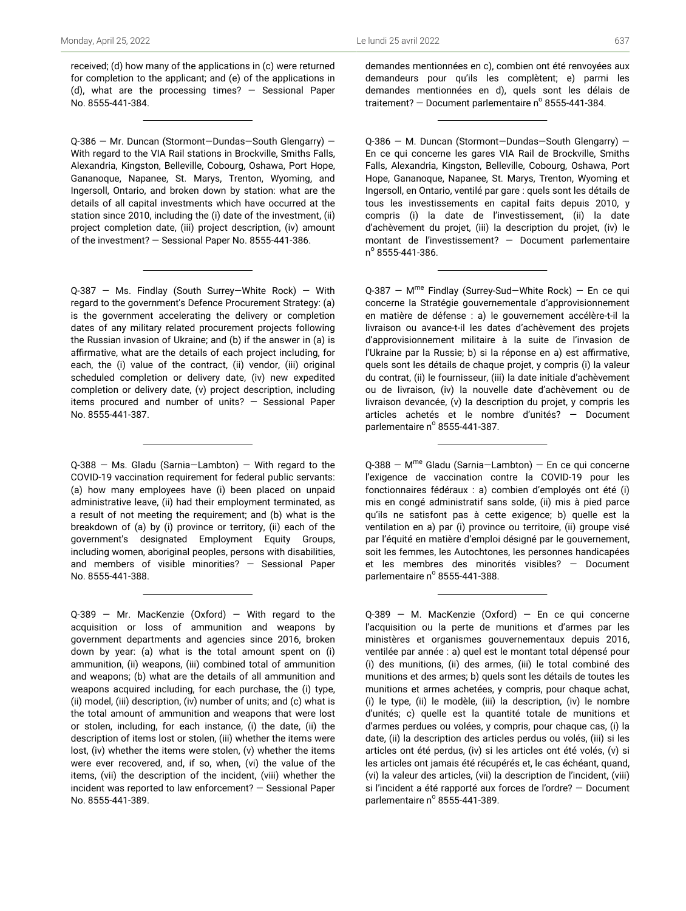received; (d) how many of the applications in (c) were returned for completion to the applicant; and (e) of the applications in (d), what are the processing times? — Sessional Paper No. 8555-441-384.

---

Q-386 — Mr. Duncan (Stormont—Dundas—South Glengarry) — With regard to the VIA Rail stations in Brockville, Smiths Falls, Alexandria, Kingston, Belleville, Cobourg, Oshawa, Port Hope, Gananoque, Napanee, St. Marys, Trenton, Wyoming, and Ingersoll, Ontario, and broken down by station: what are the details of all capital investments which have occurred at the station since 2010, including the (i) date of the investment, (ii) project completion date, (iii) project description, (iv) amount of the investment? — Sessional Paper No. 8555-441-386.

---

Q-387 — Ms. Findlay (South Surrey—White Rock) — With regard to the government's Defence Procurement Strategy: (a) is the government accelerating the delivery or completion dates of any military related procurement projects following the Russian invasion of Ukraine; and (b) if the answer in (a) is affirmative, what are the details of each project including, for each, the (i) value of the contract, (ii) vendor, (iii) original scheduled completion or delivery date, (iv) new expedited completion or delivery date, (v) project description, including items procured and number of units? — Sessional Paper No. 8555-441-387.

---

Q-388 — Ms. Gladu (Sarnia—Lambton) — With regard to the COVID-19 vaccination requirement for federal public servants: (a) how many employees have (i) been placed on unpaid administrative leave, (ii) had their employment terminated, as a result of not meeting the requirement; and (b) what is the breakdown of (a) by (i) province or territory, (ii) each of the government's designated Employment Equity Groups, including women, aboriginal peoples, persons with disabilities, and members of visible minorities? — Sessional Paper No. 8555-441-388.

---

Q-389 — Mr. MacKenzie (Oxford) — With regard to the acquisition or loss of ammunition and weapons by government departments and agencies since 2016, broken down by year: (a) what is the total amount spent on (i) ammunition, (ii) weapons, (iii) combined total of ammunition and weapons; (b) what are the details of all ammunition and weapons acquired including, for each purchase, the (i) type, (ii) model, (iii) description, (iv) number of units; and (c) what is the total amount of ammunition and weapons that were lost or stolen, including, for each instance, (i) the date, (ii) the description of items lost or stolen, (iii) whether the items were lost, (iv) whether the items were stolen, (v) whether the items were ever recovered, and, if so, when, (vi) the value of the items, (vii) the description of the incident, (viii) whether the incident was reported to law enforcement? — Sessional Paper No. 8555-441-389.

demandes mentionnées en c), combien ont été renvoyées aux demandeurs pour qu'ils les complètent; e) parmi les demandes mentionnées en d), quels sont les délais de traitement? — Document parlementaire n° 8555-441-384.

---

Q-386 — M. Duncan (Stormont—Dundas—South Glengarry) — En ce qui concerne les gares VIA Rail de Brockville, Smiths Falls, Alexandria, Kingston, Belleville, Cobourg, Oshawa, Port Hope, Gananoque, Napanee, St. Marys, Trenton, Wyoming et Ingersoll, en Ontario, ventilé par gare : quels sont les détails de tous les investissements en capital faits depuis 2010, y compris (i) la date de l'investissement, (ii) la date d'achèvement du projet, (iii) la description du projet, (iv) le montant de l'investissement? — Document parlementaire n° 8555-441-386.

---

Q-387 — Mme Findlay (Surrey-Sud—White Rock) — En ce qui concerne la Stratégie gouvernementale d'approvisionnement en matière de défense : a) le gouvernement accélère-t-il la livraison ou avance-t-il les dates d'achèvement des projets d'approvisionnement militaire à la suite de l'invasion de l'Ukraine par la Russie; b) si la réponse en a) est affirmative, quels sont les détails de chaque projet, y compris (i) la valeur du contrat, (ii) le fournisseur, (iii) la date initiale d'achèvement ou de livraison, (iv) la nouvelle date d'achèvement ou de livraison devancée, (v) la description du projet, y compris les articles achetés et le nombre d'unités? — Document parlementaire n° 8555-441-387.

---

Q-388 — Mme Gladu (Sarnia—Lambton) — En ce qui concerne l'exigence de vaccination contre la COVID-19 pour les fonctionnaires fédéraux : a) combien d'employés ont été (i) mis en congé administratif sans solde, (ii) mis à pied parce qu'ils ne satisfont pas à cette exigence; b) quelle est la ventilation en a) par (i) province ou territoire, (ii) groupe visé par l'équité en matière d'emploi désigné par le gouvernement, soit les femmes, les Autochtones, les personnes handicapées et les membres des minorités visibles? — Document parlementaire n° 8555-441-388.

---

Q-389 — M. MacKenzie (Oxford) — En ce qui concerne l'acquisition ou la perte de munitions et d'armes par les ministères et organismes gouvernementaux depuis 2016, ventilée par année : a) quel est le montant total dépensé pour (i) des munitions, (ii) des armes, (iii) le total combiné des munitions et des armes; b) quels sont les détails de toutes les munitions et armes achetées, y compris, pour chaque achat, (i) le type, (ii) le modèle, (iii) la description, (iv) le nombre d'unités; c) quelle est la quantité totale de munitions et d'armes perdues ou volées, y compris, pour chaque cas, (i) la date, (ii) la description des articles perdus ou volés, (iii) si les articles ont été perdus, (iv) si les articles ont été volés, (v) si les articles ont jamais été récupérés et, le cas échéant, quand, (vi) la valeur des articles, (vii) la description de l'incident, (viii) si l'incident a été rapporté aux forces de l'ordre? — Document parlementaire n° 8555-441-389.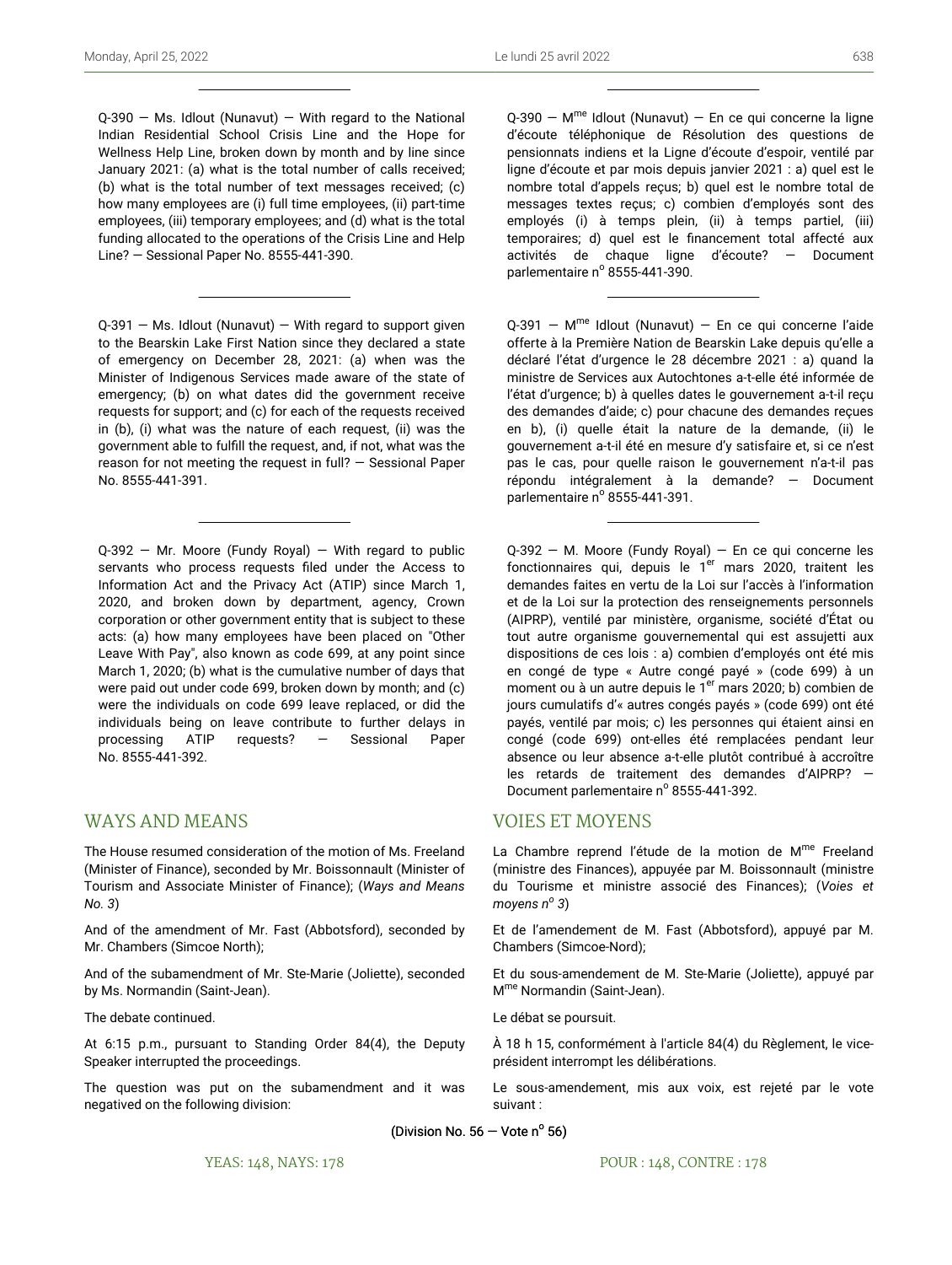Q-390 — Ms. Idlout (Nunavut) — With regard to the National Indian Residential School Crisis Line and the Hope for Wellness Help Line, broken down by month and by line since January 2021: (a) what is the total number of calls received; (b) what is the total number of text messages received; (c) how many employees are (i) full time employees, (ii) part-time employees, (iii) temporary employees; and (d) what is the total funding allocated to the operations of the Crisis Line and Help Line? — Sessional Paper No. 8555-441-390.

Q-390 — Mme Idlout (Nunavut) — En ce qui concerne la ligne d'écoute téléphonique de Résolution des questions de pensionnats indiens et la Ligne d'écoute d'espoir, ventilé par ligne d'écoute et par mois depuis janvier 2021 : a) quel est le nombre total d'appels reçus; b) quel est le nombre total de messages textes reçus; c) combien d'employés sont des employés (i) à temps plein, (ii) à temps partiel, (iii) temporaires; d) quel est le financement total affecté aux activités de chaque ligne d'écoute? — Document parlementaire no 8555-441-390.

---

Q-391 — Ms. Idlout (Nunavut) — With regard to support given to the Bearskin Lake First Nation since they declared a state of emergency on December 28, 2021: (a) when was the Minister of Indigenous Services made aware of the state of emergency; (b) on what dates did the government receive requests for support; and (c) for each of the requests received in (b), (i) what was the nature of each request, (ii) was the government able to fulfill the request, and, if not, what was the reason for not meeting the request in full? — Sessional Paper No. 8555-441-391.

Q-391 — Mme Idlout (Nunavut) — En ce qui concerne l'aide offerte à la Première Nation de Bearskin Lake depuis qu'elle a déclaré l'état d'urgence le 28 décembre 2021 : a) quand la ministre de Services aux Autochtones a-t-elle été informée de l'état d'urgence; b) à quelles dates le gouvernement a-t-il reçu des demandes d'aide; c) pour chacune des demandes reçues en b), (i) quelle était la nature de la demande, (ii) le gouvernement a-t-il été en mesure d'y satisfaire et, si ce n'est pas le cas, pour quelle raison le gouvernement n'a-t-il pas répondu intégralement à la demande? — Document parlementaire no 8555-441-391.

---

Q-392 — Mr. Moore (Fundy Royal) — With regard to public servants who process requests filed under the Access to Information Act and the Privacy Act (ATIP) since March 1, 2020, and broken down by department, agency, Crown corporation or other government entity that is subject to these acts: (a) how many employees have been placed on "Other Leave With Pay", also known as code 699, at any point since March 1, 2020; (b) what is the cumulative number of days that were paid out under code 699, broken down by month; and (c) were the individuals on code 699 leave replaced, or did the individuals being on leave contribute to further delays in processing ATIP requests? — Sessional Paper No. 8555-441-392.

Q-392 — M. Moore (Fundy Royal) — En ce qui concerne les fonctionnaires qui, depuis le 1er mars 2020, traitent les demandes faites en vertu de la Loi sur l'accès à l'information et de la Loi sur la protection des renseignements personnels (AIPRP), ventilé par ministère, organisme, société d'État ou tout autre organisme gouvernemental qui est assujetti aux dispositions de ces lois : a) combien d'employés ont été mis en congé de type « Autre congé payé » (code 699) à un moment ou à un autre depuis le 1er mars 2020; b) combien de jours cumulatifs d'« autres congés payés » (code 699) ont été payés, ventilé par mois; c) les personnes qui étaient ainsi en congé (code 699) ont-elles été remplacées pendant leur absence ou leur absence a-t-elle plutôt contribué à accroître les retards de traitement des demandes d'AIPRP? — Document parlementaire no 8555-441-392.

## WAYS AND MEANS

The House resumed consideration of the motion of Ms. Freeland (Minister of Finance), seconded by Mr. Boissonnault (Minister of Tourism and Associate Minister of Finance); (*Ways and Means No. 3*)

And of the amendment of Mr. Fast (Abbotsford), seconded by Mr. Chambers (Simcoe North);

And of the subamendment of Mr. Ste-Marie (Joliette), seconded by Ms. Normandin (Saint-Jean).

The debate continued.

At 6:15 p.m., pursuant to Standing Order 84(4), the Deputy Speaker interrupted the proceedings.

The question was put on the subamendment and it was negatived on the following division:

## VOIES ET MOYENS

La Chambre reprend l'étude de la motion de Mme Freeland (ministre des Finances), appuyée par M. Boissonnault (ministre du Tourisme et ministre associé des Finances); (*Voies et moyens no 3*)

Et de l'amendement de M. Fast (Abbotsford), appuyé par M. Chambers (Simcoe-Nord);

Et du sous-amendement de M. Ste-Marie (Joliette), appuyé par Mme Normandin (Saint-Jean).

Le débat se poursuit.

À 18 h 15, conformément à l'article 84(4) du Règlement, le vice-président interrompt les délibérations.

Le sous-amendement, mis aux voix, est rejeté par le vote suivant :

(Division No. 56 — Vote no 56)

YEAS: 148, NAYS: 178

POUR : 148, CONTRE : 178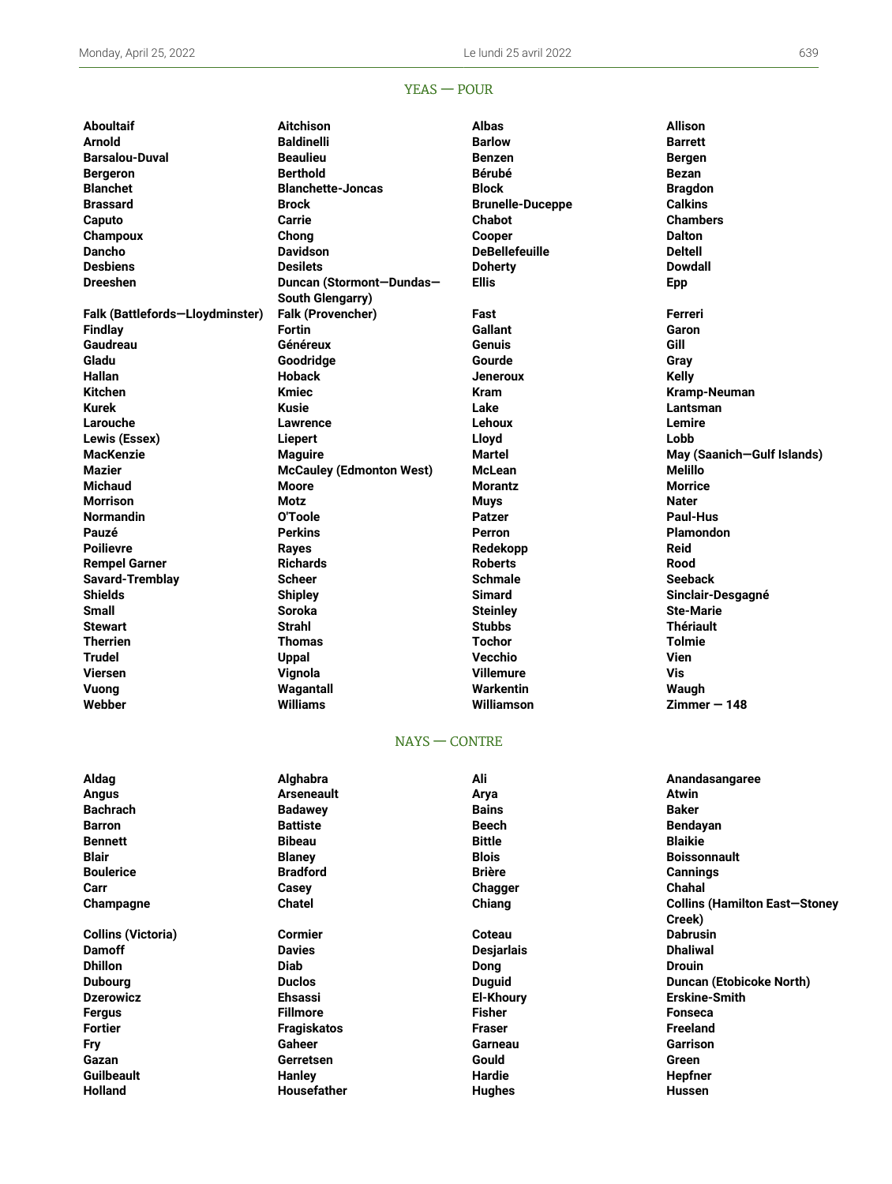## YEAS — POUR

| | | | |
|---|---|---|---|
| **Aboultaif** | **Aitchison** | **Albas** | **Allison** |
| **Arnold** | **Baldinelli** | **Barlow** | **Barrett** |
| **Barsalou-Duval** | **Beaulieu** | **Benzen** | **Bergen** |
| **Bergeron** | **Berthold** | **Bérubé** | **Bezan** |
| **Blanchet** | **Blanchette-Joncas** | **Block** | **Bragdon** |
| **Brassard** | **Brock** | **Brunelle-Duceppe** | **Calkins** |
| **Caputo** | **Carrie** | **Chabot** | **Chambers** |
| **Champoux** | **Chong** | **Cooper** | **Dalton** |
| **Dancho** | **Davidson** | **DeBellefeuille** | **Deltell** |
| **Desbiens** | **Desilets** | **Doherty** | **Dowdall** |
| **Dreeshen** | **Duncan (Stormont—Dundas—South Glengarry)** | **Ellis** | **Epp** |
| **Falk (Battlefords—Lloydminster)** | **Falk (Provencher)** | **Fast** | **Ferreri** |
| **Findlay** | **Fortin** | **Gallant** | **Garon** |
| **Gaudreau** | **Généreux** | **Genuis** | **Gill** |
| **Gladu** | **Goodridge** | **Gourde** | **Gray** |
| **Hallan** | **Hoback** | **Jeneroux** | **Kelly** |
| **Kitchen** | **Kmiec** | **Kram** | **Kramp-Neuman** |
| **Kurek** | **Kusie** | **Lake** | **Lantsman** |
| **Larouche** | **Lawrence** | **Lehoux** | **Lemire** |
| **Lewis (Essex)** | **Liepert** | **Lloyd** | **Lobb** |
| **MacKenzie** | **Maguire** | **Martel** | **May (Saanich—Gulf Islands)** |
| **Mazier** | **McCauley (Edmonton West)** | **McLean** | **Melillo** |
| **Michaud** | **Moore** | **Morantz** | **Morrice** |
| **Morrison** | **Motz** | **Muys** | **Nater** |
| **Normandin** | **O'Toole** | **Patzer** | **Paul-Hus** |
| **Pauzé** | **Perkins** | **Perron** | **Plamondon** |
| **Poilievre** | **Rayes** | **Redekopp** | **Reid** |
| **Rempel Garner** | **Richards** | **Roberts** | **Rood** |
| **Savard-Tremblay** | **Scheer** | **Schmale** | **Seeback** |
| **Shields** | **Shipley** | **Simard** | **Sinclair-Desgagné** |
| **Small** | **Soroka** | **Steinley** | **Ste-Marie** |
| **Stewart** | **Strahl** | **Stubbs** | **Thériault** |
| **Therrien** | **Thomas** | **Tochor** | **Tolmie** |
| **Trudel** | **Uppal** | **Vecchio** | **Vien** |
| **Viersen** | **Vignola** | **Villemure** | **Vis** |
| **Vuong** | **Wagantall** | **Warkentin** | **Waugh** |
| **Webber** | **Williams** | **Williamson** | **Zimmer — 148** |

## NAYS — CONTRE

| | | | |
|---|---|---|---|
| **Aldag** | **Alghabra** | **Ali** | **Anandasangaree** |
| **Angus** | **Arseneault** | **Arya** | **Atwin** |
| **Bachrach** | **Badawey** | **Bains** | **Baker** |
| **Barron** | **Battiste** | **Beech** | **Bendayan** |
| **Bennett** | **Bibeau** | **Bittle** | **Blaikie** |
| **Blair** | **Blaney** | **Blois** | **Boissonnault** |
| **Boulerice** | **Bradford** | **Brière** | **Cannings** |
| **Carr** | **Casey** | **Chagger** | **Chahal** |
| **Champagne** | **Chatel** | **Chiang** | **Collins (Hamilton East—Stoney Creek)** |
| **Collins (Victoria)** | **Cormier** | **Coteau** | **Dabrusin** |
| **Damoff** | **Davies** | **Desjarlais** | **Dhaliwal** |
| **Dhillon** | **Diab** | **Dong** | **Drouin** |
| **Dubourg** | **Duclos** | **Duguid** | **Duncan (Etobicoke North)** |
| **Dzerowicz** | **Ehsassi** | **El-Khoury** | **Erskine-Smith** |
| **Fergus** | **Fillmore** | **Fisher** | **Fonseca** |
| **Fortier** | **Fragiskatos** | **Fraser** | **Freeland** |
| **Fry** | **Gaheer** | **Garneau** | **Garrison** |
| **Gazan** | **Gerretsen** | **Gould** | **Green** |
| **Guilbeault** | **Hanley** | **Hardie** | **Hepfner** |
| **Holland** | **Housefather** | **Hughes** | **Hussen** |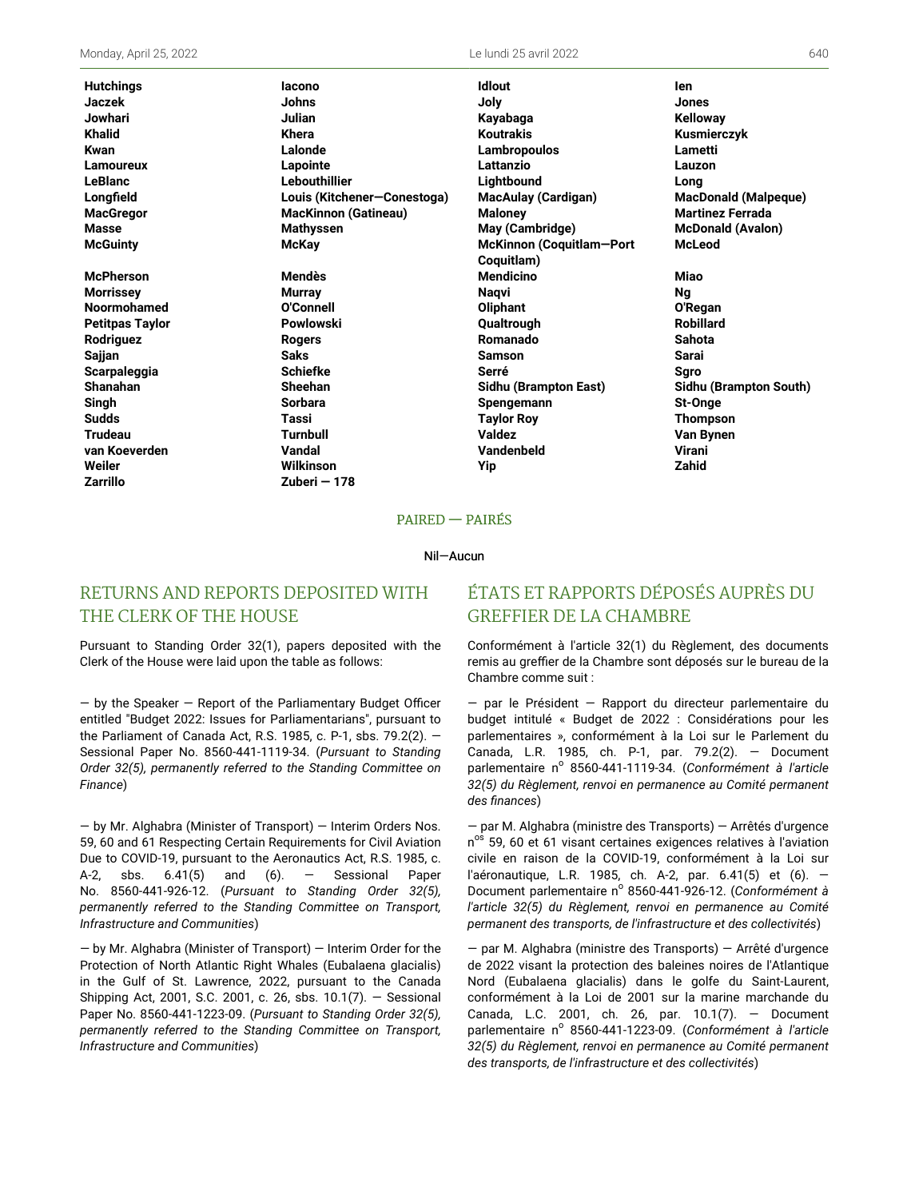**Hutchings** **Iacono** **Idlout** **Ien**
**Jaczek** **Johns** **Joly** **Jones**
**Jowhari** **Julian** **Kayabaga** **Kelloway**
**Khalid** **Khera** **Koutrakis** **Kusmierczyk**
**Kwan** **Lalonde** **Lambropoulos** **Lametti**
**Lamoureux** **Lapointe** **Lattanzio** **Lauzon**
**LeBlanc** **Lebouthillier** **Lightbound** **Long**
**Longfield** **Louis (Kitchener—Conestoga)** **MacAulay (Cardigan)** **MacDonald (Malpeque)**
**MacGregor** **MacKinnon (Gatineau)** **Maloney** **Martinez Ferrada**
**Masse** **Mathyssen** **May (Cambridge)** **McDonald (Avalon)**
**McGuinty** **McKay** **McKinnon (Coquitlam—Port Coquitlam)** **McLeod**
**McPherson** **Mendès** **Mendicino** **Miao**
**Morrissey** **Murray** **Naqvi** **Ng**
**Noormohamed** **O'Connell** **Oliphant** **O'Regan**
**Petitpas Taylor** **Powlowski** **Qualtrough** **Robillard**
**Rodriguez** **Rogers** **Romanado** **Sahota**
**Sajjan** **Saks** **Samson** **Sarai**
**Scarpaleggia** **Schiefke** **Serré** **Sgro**
**Shanahan** **Sheehan** **Sidhu (Brampton East)** **Sidhu (Brampton South)**
**Singh** **Sorbara** **Spengemann** **St-Onge**
**Sudds** **Tassi** **Taylor Roy** **Thompson**
**Trudeau** **Turnbull** **Valdez** **Van Bynen**
**van Koeverden** **Vandal** **Vandenbeld** **Virani**
**Weiler** **Wilkinson** **Yip** **Zahid**
**Zarrillo** **Zuberi — 178**

PAIRED — PAIRÉS

Nil—Aucun

## RETURNS AND REPORTS DEPOSITED WITH THE CLERK OF THE HOUSE

Pursuant to Standing Order 32(1), papers deposited with the Clerk of the House were laid upon the table as follows:

— by the Speaker — Report of the Parliamentary Budget Officer entitled "Budget 2022: Issues for Parliamentarians", pursuant to the Parliament of Canada Act, R.S. 1985, c. P-1, sbs. 79.2(2). — Sessional Paper No. 8560-441-1119-34. (*Pursuant to Standing Order 32(5), permanently referred to the Standing Committee on Finance*)

— by Mr. Alghabra (Minister of Transport) — Interim Orders Nos. 59, 60 and 61 Respecting Certain Requirements for Civil Aviation Due to COVID-19, pursuant to the Aeronautics Act, R.S. 1985, c. A-2, sbs. 6.41(5) and (6). — Sessional Paper No. 8560-441-926-12. (*Pursuant to Standing Order 32(5), permanently referred to the Standing Committee on Transport, Infrastructure and Communities*)

— by Mr. Alghabra (Minister of Transport) — Interim Order for the Protection of North Atlantic Right Whales (Eubalaena glacialis) in the Gulf of St. Lawrence, 2022, pursuant to the Canada Shipping Act, 2001, S.C. 2001, c. 26, sbs. 10.1(7). — Sessional Paper No. 8560-441-1223-09. (*Pursuant to Standing Order 32(5), permanently referred to the Standing Committee on Transport, Infrastructure and Communities*)

## ÉTATS ET RAPPORTS DÉPOSÉS AUPRÈS DU GREFFIER DE LA CHAMBRE

Conformément à l'article 32(1) du Règlement, des documents remis au greffier de la Chambre sont déposés sur le bureau de la Chambre comme suit :

— par le Président — Rapport du directeur parlementaire du budget intitulé « Budget de 2022 : Considérations pour les parlementaires », conformément à la Loi sur le Parlement du Canada, L.R. 1985, ch. P-1, par. 79.2(2). — Document parlementaire n[o] 8560-441-1119-34. (*Conformément à l'article 32(5) du Règlement, renvoi en permanence au Comité permanent des finances*)

— par M. Alghabra (ministre des Transports) — Arrêtés d'urgence n[os] 59, 60 et 61 visant certaines exigences relatives à l'aviation civile en raison de la COVID-19, conformément à la Loi sur l'aéronautique, L.R. 1985, ch. A-2, par. 6.41(5) et (6). — Document parlementaire n[o] 8560-441-926-12. (*Conformément à l'article 32(5) du Règlement, renvoi en permanence au Comité permanent des transports, de l'infrastructure et des collectivités*)

— par M. Alghabra (ministre des Transports) — Arrêté d'urgence de 2022 visant la protection des baleines noires de l'Atlantique Nord (Eubalaena glacialis) dans le golfe du Saint-Laurent, conformément à la Loi de 2001 sur la marine marchande du Canada, L.C. 2001, ch. 26, par. 10.1(7). — Document parlementaire n[o] 8560-441-1223-09. (*Conformément à l'article 32(5) du Règlement, renvoi en permanence au Comité permanent des transports, de l'infrastructure et des collectivités*)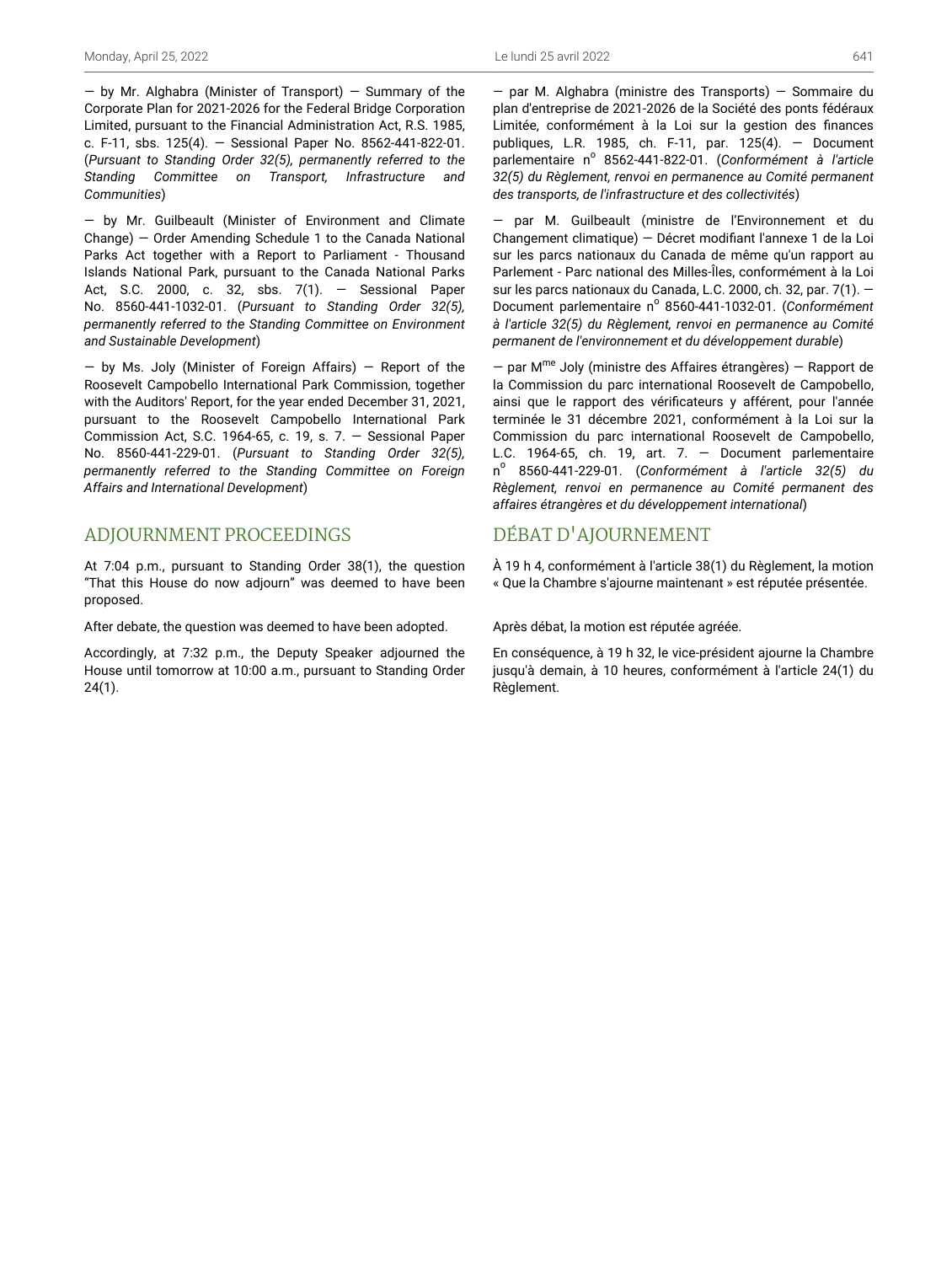— by Mr. Alghabra (Minister of Transport) — Summary of the Corporate Plan for 2021-2026 for the Federal Bridge Corporation Limited, pursuant to the Financial Administration Act, R.S. 1985, c. F-11, sbs. 125(4). — Sessional Paper No. 8562-441-822-01. (*Pursuant to Standing Order 32(5), permanently referred to the Standing Committee on Transport, Infrastructure and Communities*)

— by Mr. Guilbeault (Minister of Environment and Climate Change) — Order Amending Schedule 1 to the Canada National Parks Act together with a Report to Parliament - Thousand Islands National Park, pursuant to the Canada National Parks Act, S.C. 2000, c. 32, sbs. 7(1). — Sessional Paper No. 8560-441-1032-01. (*Pursuant to Standing Order 32(5), permanently referred to the Standing Committee on Environment and Sustainable Development*)

— by Ms. Joly (Minister of Foreign Affairs) — Report of the Roosevelt Campobello International Park Commission, together with the Auditors' Report, for the year ended December 31, 2021, pursuant to the Roosevelt Campobello International Park Commission Act, S.C. 1964-65, c. 19, s. 7. — Sessional Paper No. 8560-441-229-01. (*Pursuant to Standing Order 32(5), permanently referred to the Standing Committee on Foreign Affairs and International Development*)

## ADJOURNMENT PROCEEDINGS

At 7:04 p.m., pursuant to Standing Order 38(1), the question “That this House do now adjourn” was deemed to have been proposed.

After debate, the question was deemed to have been adopted.

Accordingly, at 7:32 p.m., the Deputy Speaker adjourned the House until tomorrow at 10:00 a.m., pursuant to Standing Order 24(1).

— par M. Alghabra (ministre des Transports) — Sommaire du plan d'entreprise de 2021-2026 de la Société des ponts fédéraux Limitée, conformément à la Loi sur la gestion des finances publiques, L.R. 1985, ch. F-11, par. 125(4). — Document parlementaire n° 8562-441-822-01. (*Conformément à l'article 32(5) du Règlement, renvoi en permanence au Comité permanent des transports, de l'infrastructure et des collectivités*)

— par M. Guilbeault (ministre de l'Environnement et du Changement climatique) — Décret modifiant l'annexe 1 de la Loi sur les parcs nationaux du Canada de même qu'un rapport au Parlement - Parc national des Milles-Îles, conformément à la Loi sur les parcs nationaux du Canada, L.C. 2000, ch. 32, par. 7(1). — Document parlementaire n° 8560-441-1032-01. (*Conformément à l'article 32(5) du Règlement, renvoi en permanence au Comité permanent de l'environnement et du développement durable*)

— par M^me^ Joly (ministre des Affaires étrangères) — Rapport de la Commission du parc international Roosevelt de Campobello, ainsi que le rapport des vérificateurs y afférent, pour l'année terminée le 31 décembre 2021, conformément à la Loi sur la Commission du parc international Roosevelt de Campobello, L.C. 1964-65, ch. 19, art. 7. — Document parlementaire n° 8560-441-229-01. (*Conformément à l'article 32(5) du Règlement, renvoi en permanence au Comité permanent des affaires étrangères et du développement international*)

## DÉBAT D'AJOURNEMENT

À 19 h 4, conformément à l'article 38(1) du Règlement, la motion « Que la Chambre s'ajourne maintenant » est réputée présentée.

Après débat, la motion est réputée agréée.

En conséquence, à 19 h 32, le vice-président ajourne la Chambre jusqu'à demain, à 10 heures, conformément à l'article 24(1) du Règlement.